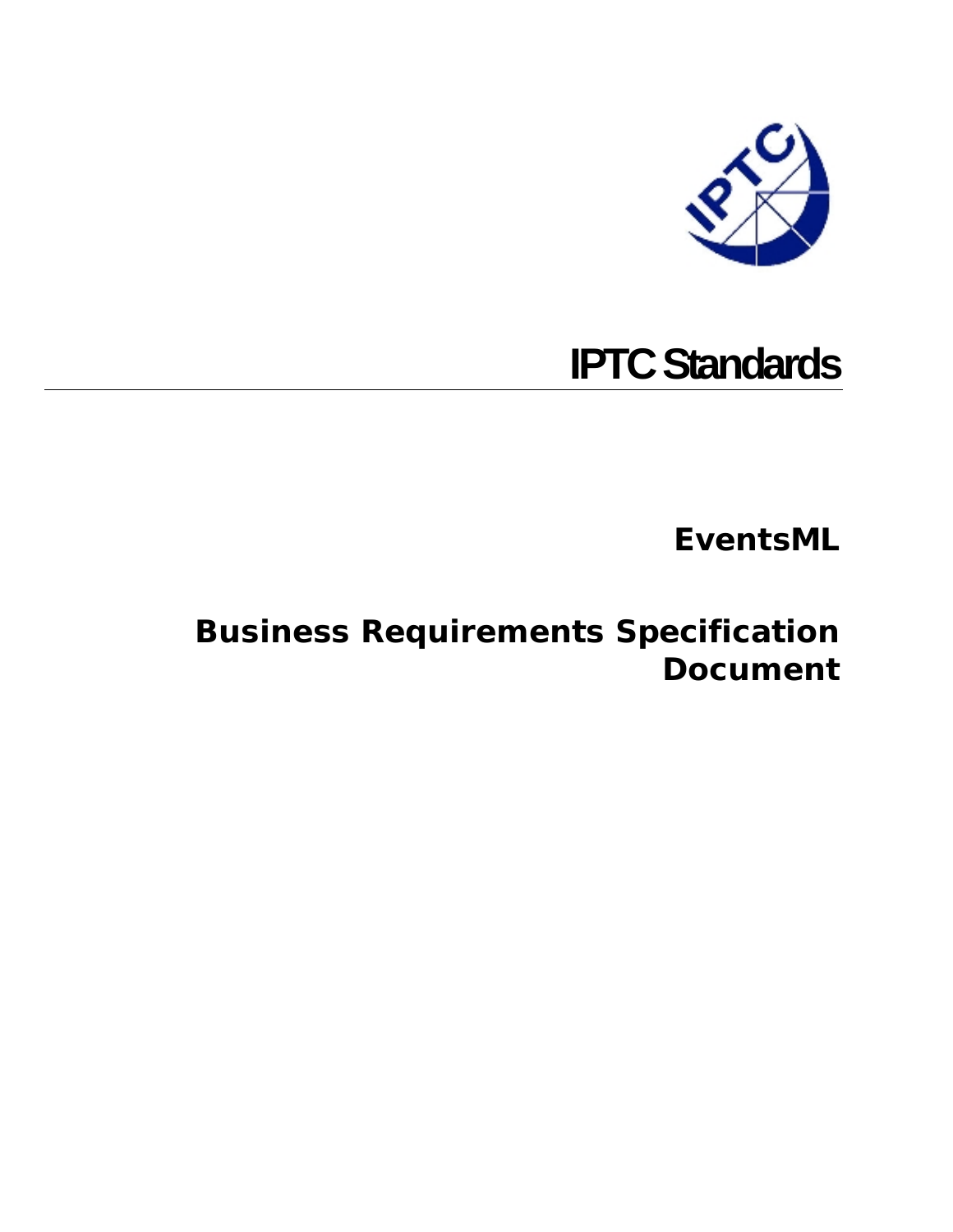# IPTC Standards

## EventsML

## Business Requirements Specification Document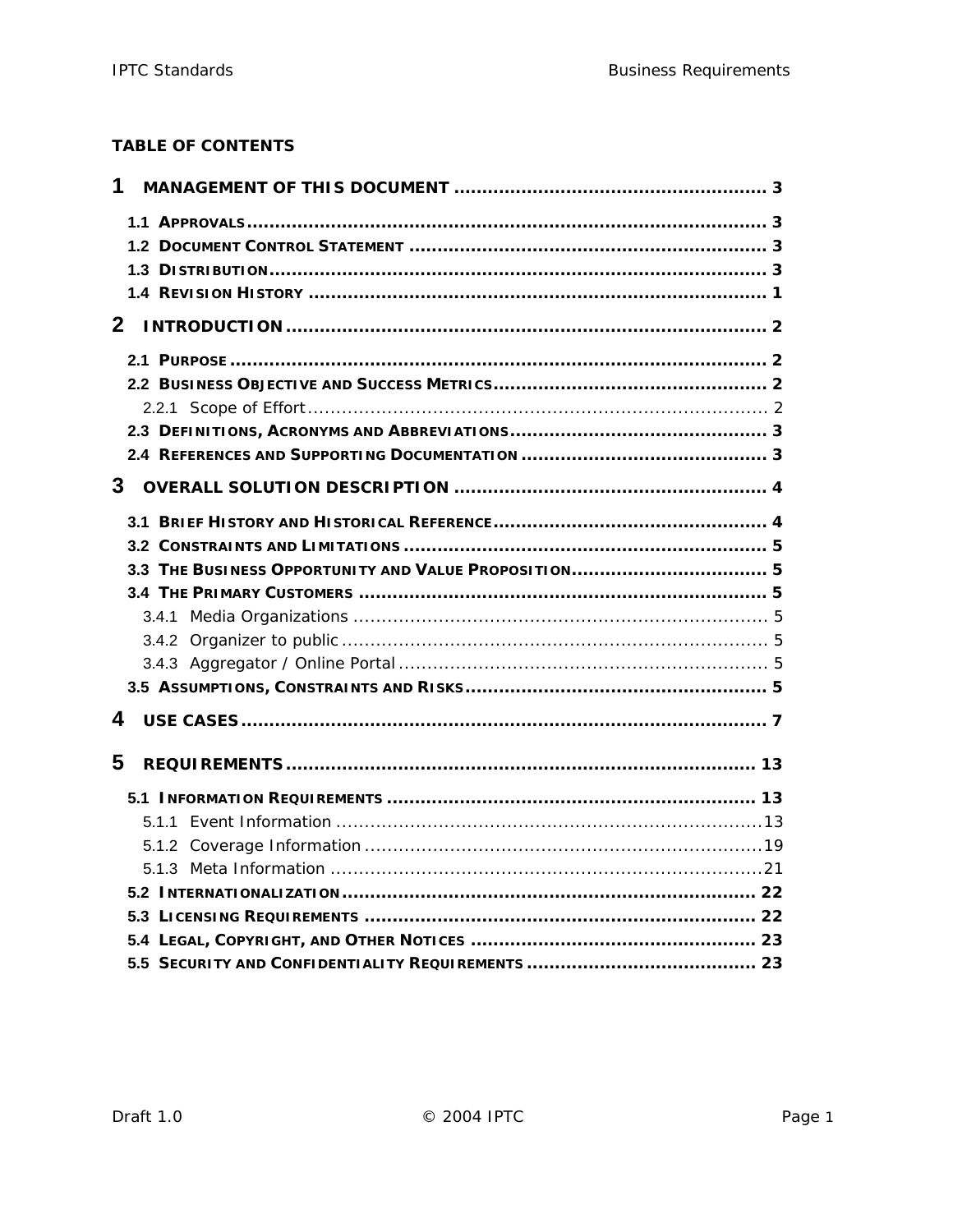**TABLE OF CONTENTS**

1 MANAGEMENT OF THIS DOCUMENT ........................................................ 3
- 1.1 APPROVALS ........................................................................................ 3
- 1.2 DOCUMENT CONTROL STATEMENT ........................................................ 3
- 1.3 DISTRIBUTION ..................................................................................... 3
- 1.4 REVISION HISTORY ............................................................................. 1

2 INTRODUCTION ..................................................................................... 2
- 2.1 PURPOSE ............................................................................................. 2
- 2.2 BUSINESS OBJECTIVE AND SUCCESS METRICS ......................................... 2
  - 2.2.1 Scope of Effort .................................................................................. 2
- 2.3 DEFINITIONS, ACRONYMS AND ABBREVIATIONS ........................................ 3
- 2.4 REFERENCES AND SUPPORTING DOCUMENTATION ....................................... 3

3 OVERALL SOLUTION DESCRIPTION ........................................................ 4
- 3.1 BRIEF HISTORY AND HISTORICAL REFERENCE ........................................... 4
- 3.2 CONSTRAINTS AND LIMITATIONS ............................................................ 5
- 3.3 THE BUSINESS OPPORTUNITY AND VALUE PROPOSITION ................................ 5
- 3.4 THE PRIMARY CUSTOMERS ................................................................... 5
  - 3.4.1 Media Organizations ......................................................................... 5
  - 3.4.2 Organizer to public ........................................................................... 5
  - 3.4.3 Aggregator / Online Portal .................................................................. 5
- 3.5 ASSUMPTIONS, CONSTRAINTS AND RISKS ................................................ 5

4 USE CASES .............................................................................................. 7

5 REQUIREMENTS ..................................................................................... 13
- 5.1 INFORMATION REQUIREMENTS ............................................................. 13
  - 5.1.1 Event Information ............................................................................ 13
  - 5.1.2 Coverage Information ....................................................................... 19
  - 5.1.3 Meta Information ............................................................................. 21
- 5.2 INTERNATIONALIZATION ..................................................................... 22
- 5.3 LICENSING REQUIREMENTS ................................................................. 22
- 5.4 LEGAL, COPYRIGHT, AND OTHER NOTICES .............................................. 23
- 5.5 SECURITY AND CONFIDENTIALITY REQUIREMENTS ..................................... 23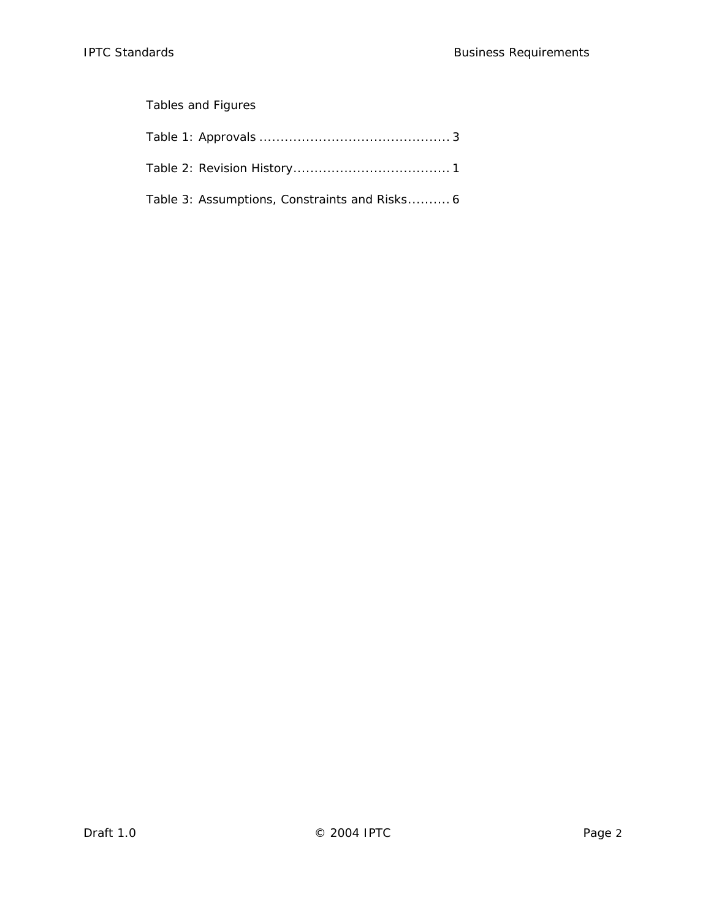Tables and Figures

Table 1: Approvals ............................................ 3

Table 2: Revision History.................................... 1

Table 3: Assumptions, Constraints and Risks.......... 6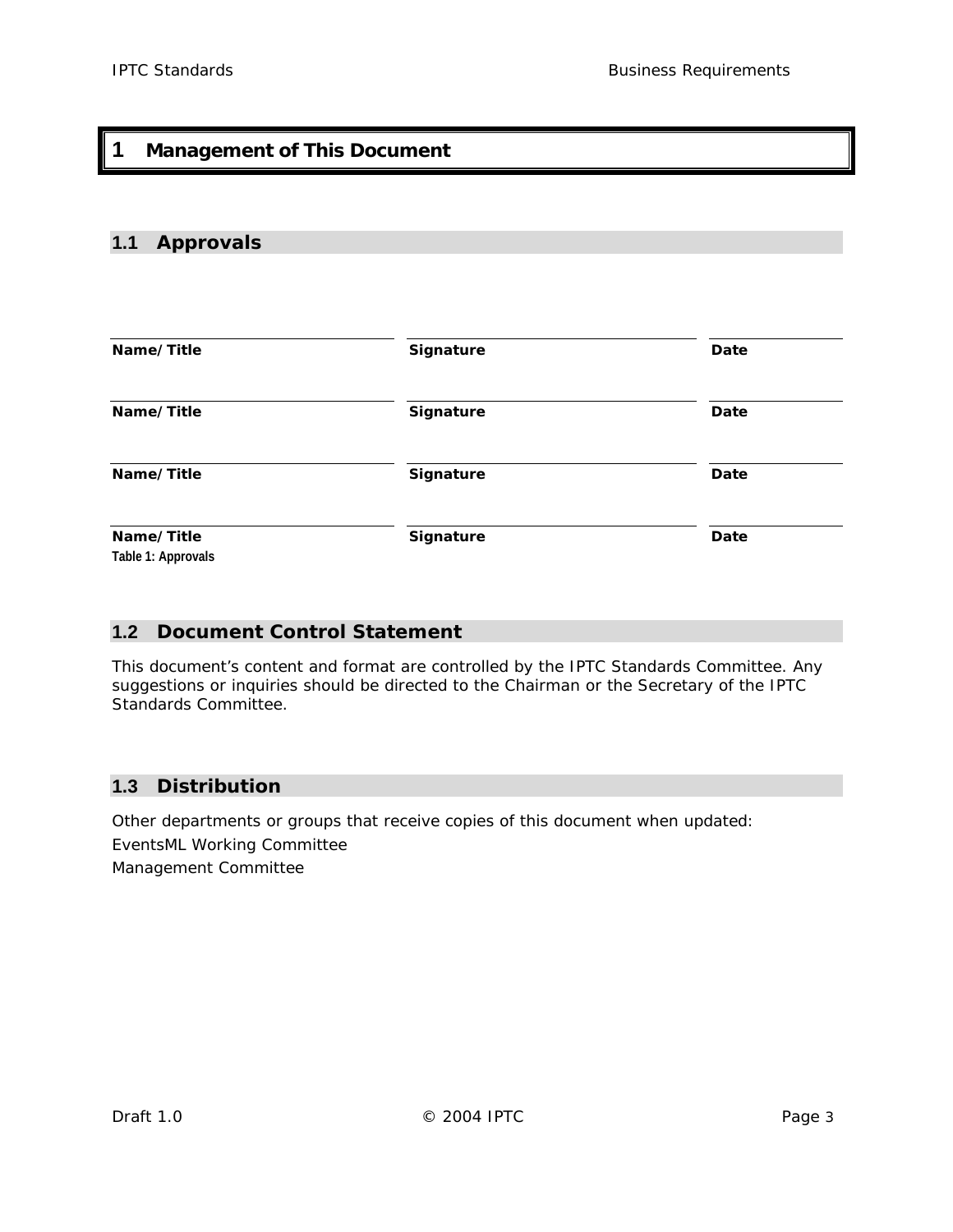# 1 Management of This Document

## 1.1 Approvals

| Name/Title | Signature | Date |
| --- | --- | --- |
| Name/Title | Signature | Date |
| Name/Title | Signature | Date |
| Name/Title | Signature | Date |

Table 1: Approvals

## 1.2 Document Control Statement

This document's content and format are controlled by the IPTC Standards Committee. Any suggestions or inquiries should be directed to the Chairman or the Secretary of the IPTC Standards Committee.

## 1.3 Distribution

Other departments or groups that receive copies of this document when updated:

EventsML Working Committee

Management Committee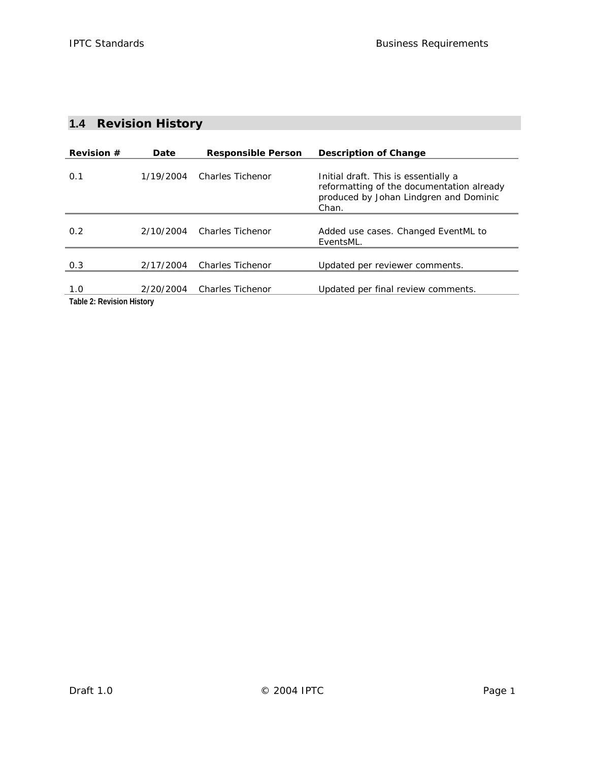## 1.4 Revision History

| Revision # | Date | Responsible Person | Description of Change |
|---|---|---|---|
| 0.1 | 1/19/2004 | Charles Tichenor | Initial draft. This is essentially a reformatting of the documentation already produced by Johan Lindgren and Dominic Chan. |
| 0.2 | 2/10/2004 | Charles Tichenor | Added use cases. Changed EventML to EventsML. |
| 0.3 | 2/17/2004 | Charles Tichenor | Updated per reviewer comments. |
| 1.0 | 2/20/2004 | Charles Tichenor | Updated per final review comments. |

**Table 2: Revision History**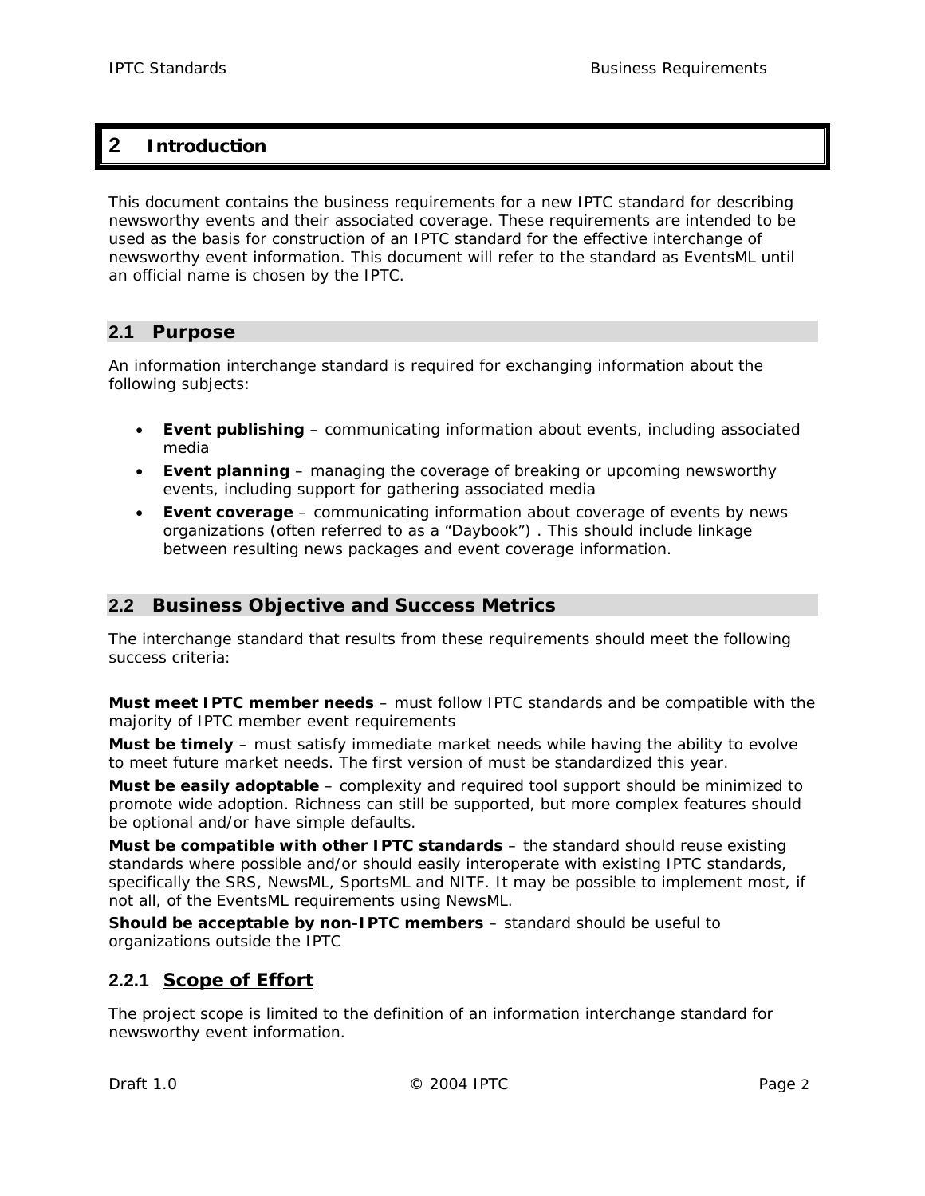# 2 Introduction

This document contains the business requirements for a new IPTC standard for describing newsworthy events and their associated coverage. These requirements are intended to be used as the basis for construction of an IPTC standard for the effective interchange of newsworthy event information. This document will refer to the standard as EventsML until an official name is chosen by the IPTC.

## 2.1 Purpose

An information interchange standard is required for exchanging information about the following subjects:

- **Event publishing** – communicating information about events, including associated media
- **Event planning** – managing the coverage of breaking or upcoming newsworthy events, including support for gathering associated media
- **Event coverage** – communicating information about coverage of events by news organizations (often referred to as a "Daybook") . This should include linkage between resulting news packages and event coverage information.

## 2.2 Business Objective and Success Metrics

The interchange standard that results from these requirements should meet the following success criteria:

**Must meet IPTC member needs** – must follow IPTC standards and be compatible with the majority of IPTC member event requirements

**Must be timely** – must satisfy immediate market needs while having the ability to evolve to meet future market needs. The first version of must be standardized this year.

**Must be easily adoptable** – complexity and required tool support should be minimized to promote wide adoption. Richness can still be supported, but more complex features should be optional and/or have simple defaults.

**Must be compatible with other IPTC standards** – the standard should reuse existing standards where possible and/or should easily interoperate with existing IPTC standards, specifically the SRS, NewsML, SportsML and NITF. It may be possible to implement most, if not all, of the EventsML requirements using NewsML.

**Should be acceptable by non-IPTC members** – standard should be useful to organizations outside the IPTC

### 2.2.1 Scope of Effort

The project scope is limited to the definition of an information interchange standard for newsworthy event information.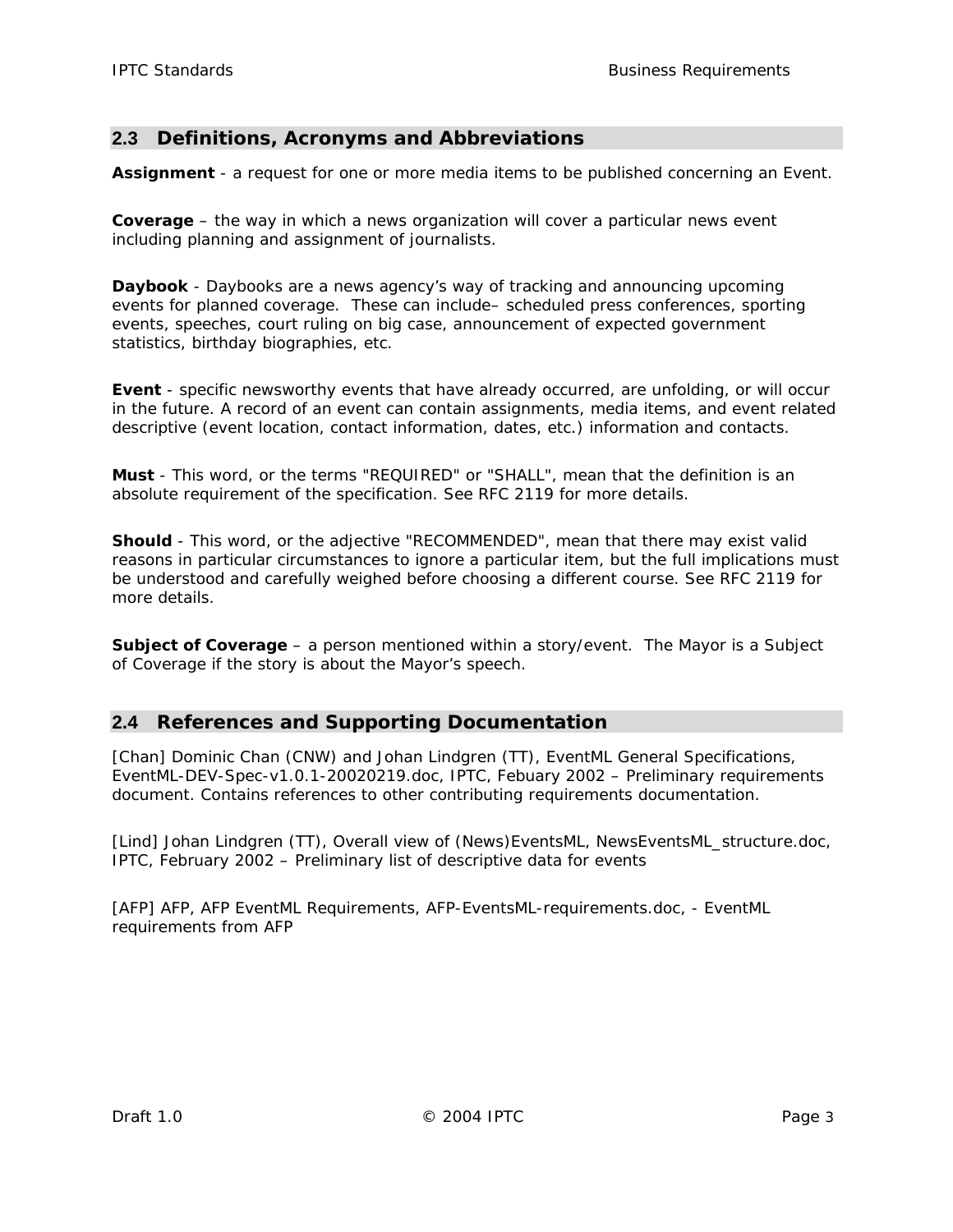## 2.3 Definitions, Acronyms and Abbreviations

**Assignment** - a request for one or more media items to be published concerning an Event.

**Coverage** – the way in which a news organization will cover a particular news event including planning and assignment of journalists.

**Daybook** - Daybooks are a news agency's way of tracking and announcing upcoming events for planned coverage. These can include– scheduled press conferences, sporting events, speeches, court ruling on big case, announcement of expected government statistics, birthday biographies, etc.

**Event** - specific newsworthy events that have already occurred, are unfolding, or will occur in the future. A record of an event can contain assignments, media items, and event related descriptive (event location, contact information, dates, etc.) information and contacts.

**Must** - This word, or the terms "REQUIRED" or "SHALL", mean that the definition is an absolute requirement of the specification. See RFC 2119 for more details.

**Should** - This word, or the adjective "RECOMMENDED", mean that there may exist valid reasons in particular circumstances to ignore a particular item, but the full implications must be understood and carefully weighed before choosing a different course. See RFC 2119 for more details.

**Subject of Coverage** – a person mentioned within a story/event. The Mayor is a Subject of Coverage if the story is about the Mayor's speech.

## 2.4 References and Supporting Documentation

[Chan] Dominic Chan (CNW) and Johan Lindgren (TT), EventML General Specifications, EventML-DEV-Spec-v1.0.1-20020219.doc, IPTC, Febuary 2002 – Preliminary requirements document. Contains references to other contributing requirements documentation.

[Lind] Johan Lindgren (TT), Overall view of (News)EventsML, NewsEventsML_structure.doc, IPTC, February 2002 – Preliminary list of descriptive data for events

[AFP] AFP, AFP EventML Requirements, AFP-EventsML-requirements.doc, - EventML requirements from AFP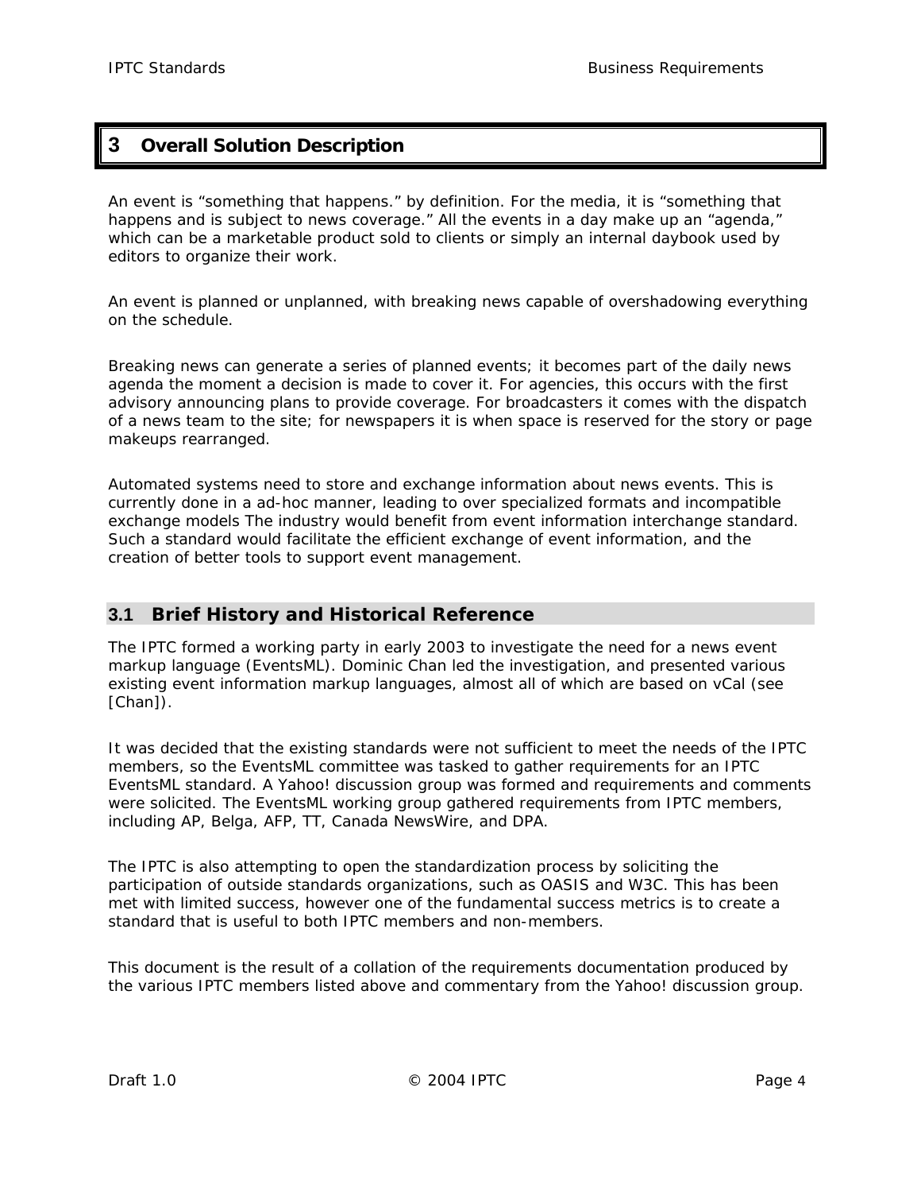# 3 Overall Solution Description

An event is "something that happens." by definition. For the media, it is "something that happens and is subject to news coverage." All the events in a day make up an "agenda," which can be a marketable product sold to clients or simply an internal daybook used by editors to organize their work.

An event is planned or unplanned, with breaking news capable of overshadowing everything on the schedule.

Breaking news can generate a series of planned events; it becomes part of the daily news agenda the moment a decision is made to cover it. For agencies, this occurs with the first advisory announcing plans to provide coverage. For broadcasters it comes with the dispatch of a news team to the site; for newspapers it is when space is reserved for the story or page makeups rearranged.

Automated systems need to store and exchange information about news events. This is currently done in a ad-hoc manner, leading to over specialized formats and incompatible exchange models The industry would benefit from event information interchange standard. Such a standard would facilitate the efficient exchange of event information, and the creation of better tools to support event management.

## 3.1 Brief History and Historical Reference

The IPTC formed a working party in early 2003 to investigate the need for a news event markup language (EventsML). Dominic Chan led the investigation, and presented various existing event information markup languages, almost all of which are based on vCal (see [Chan]).

It was decided that the existing standards were not sufficient to meet the needs of the IPTC members, so the EventsML committee was tasked to gather requirements for an IPTC EventsML standard. A Yahoo! discussion group was formed and requirements and comments were solicited. The EventsML working group gathered requirements from IPTC members, including AP, Belga, AFP, TT, Canada NewsWire, and DPA.

The IPTC is also attempting to open the standardization process by soliciting the participation of outside standards organizations, such as OASIS and W3C. This has been met with limited success, however one of the fundamental success metrics is to create a standard that is useful to both IPTC members and non-members.

This document is the result of a collation of the requirements documentation produced by the various IPTC members listed above and commentary from the Yahoo! discussion group.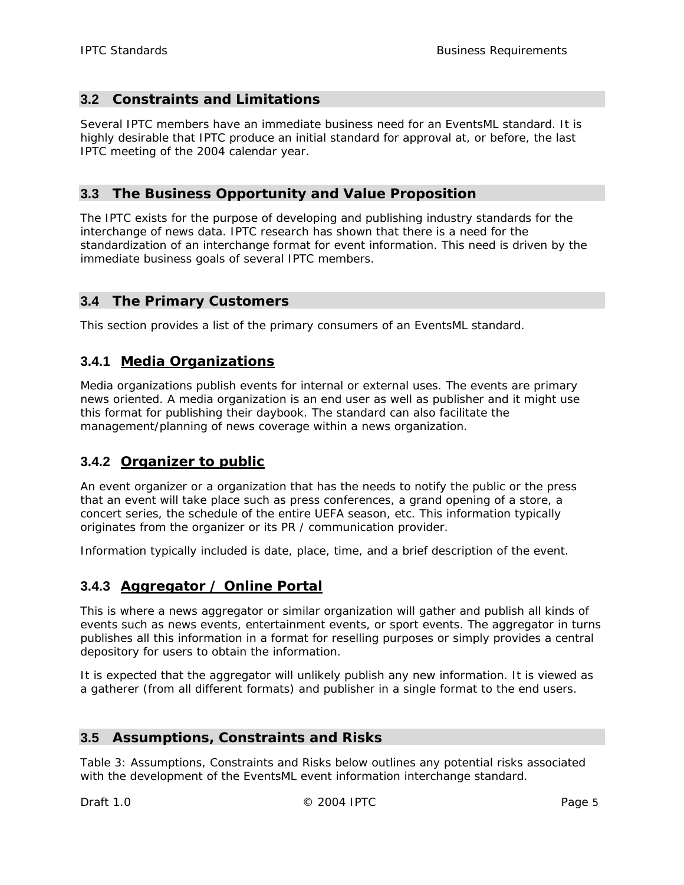## 3.2 Constraints and Limitations

Several IPTC members have an immediate business need for an EventsML standard. It is highly desirable that IPTC produce an initial standard for approval at, or before, the last IPTC meeting of the 2004 calendar year.

## 3.3 The Business Opportunity and Value Proposition

The IPTC exists for the purpose of developing and publishing industry standards for the interchange of news data. IPTC research has shown that there is a need for the standardization of an interchange format for event information. This need is driven by the immediate business goals of several IPTC members.

## 3.4 The Primary Customers

This section provides a list of the primary consumers of an EventsML standard.

### 3.4.1 Media Organizations

Media organizations publish events for internal or external uses. The events are primary news oriented. A media organization is an end user as well as publisher and it might use this format for publishing their daybook. The standard can also facilitate the management/planning of news coverage within a news organization.

### 3.4.2 Organizer to public

An event organizer or a organization that has the needs to notify the public or the press that an event will take place such as press conferences, a grand opening of a store, a concert series, the schedule of the entire UEFA season, etc. This information typically originates from the organizer or its PR / communication provider.

Information typically included is date, place, time, and a brief description of the event.

### 3.4.3 Aggregator / Online Portal

This is where a news aggregator or similar organization will gather and publish all kinds of events such as news events, entertainment events, or sport events. The aggregator in turns publishes all this information in a format for reselling purposes or simply provides a central depository for users to obtain the information.

It is expected that the aggregator will unlikely publish any new information. It is viewed as a gatherer (from all different formats) and publisher in a single format to the end users.

## 3.5 Assumptions, Constraints and Risks

Table 3: Assumptions, Constraints and Risks below outlines any potential risks associated with the development of the EventsML event information interchange standard.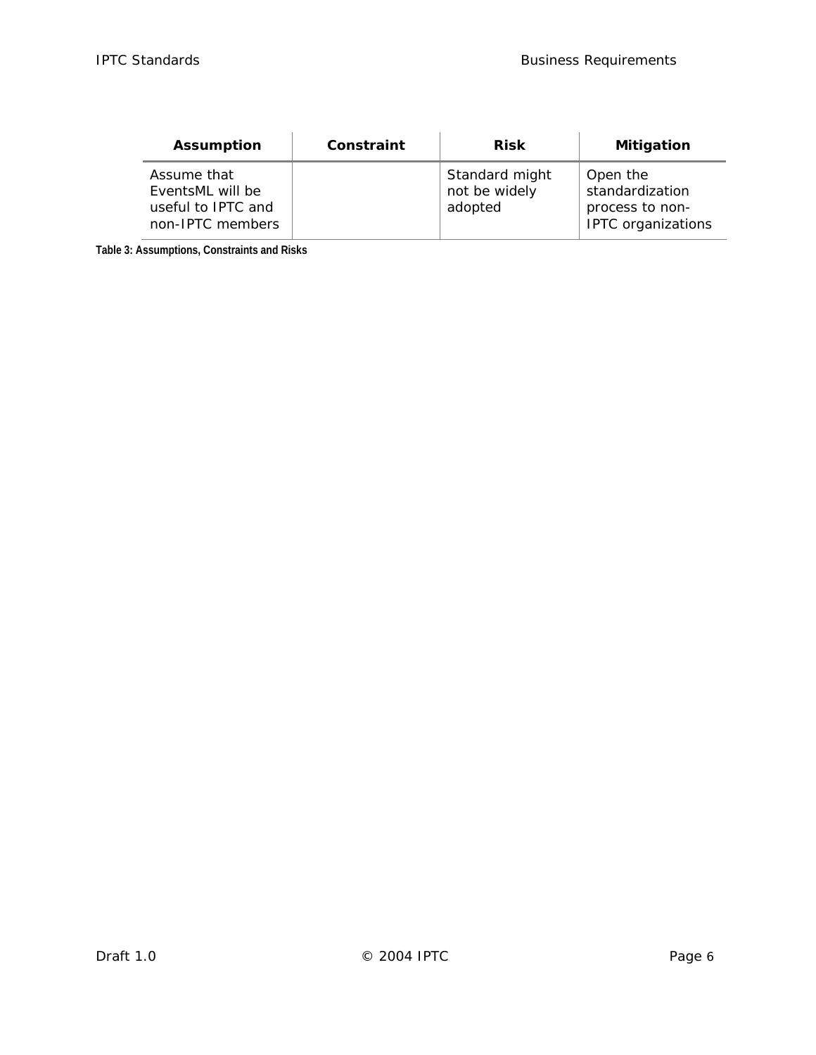| Assumption | Constraint | Risk | Mitigation |
| --- | --- | --- | --- |
| Assume that EventsML will be useful to IPTC and non-IPTC members | | Standard might not be widely adopted | Open the standardization process to non-IPTC organizations |

**Table 3: Assumptions, Constraints and Risks**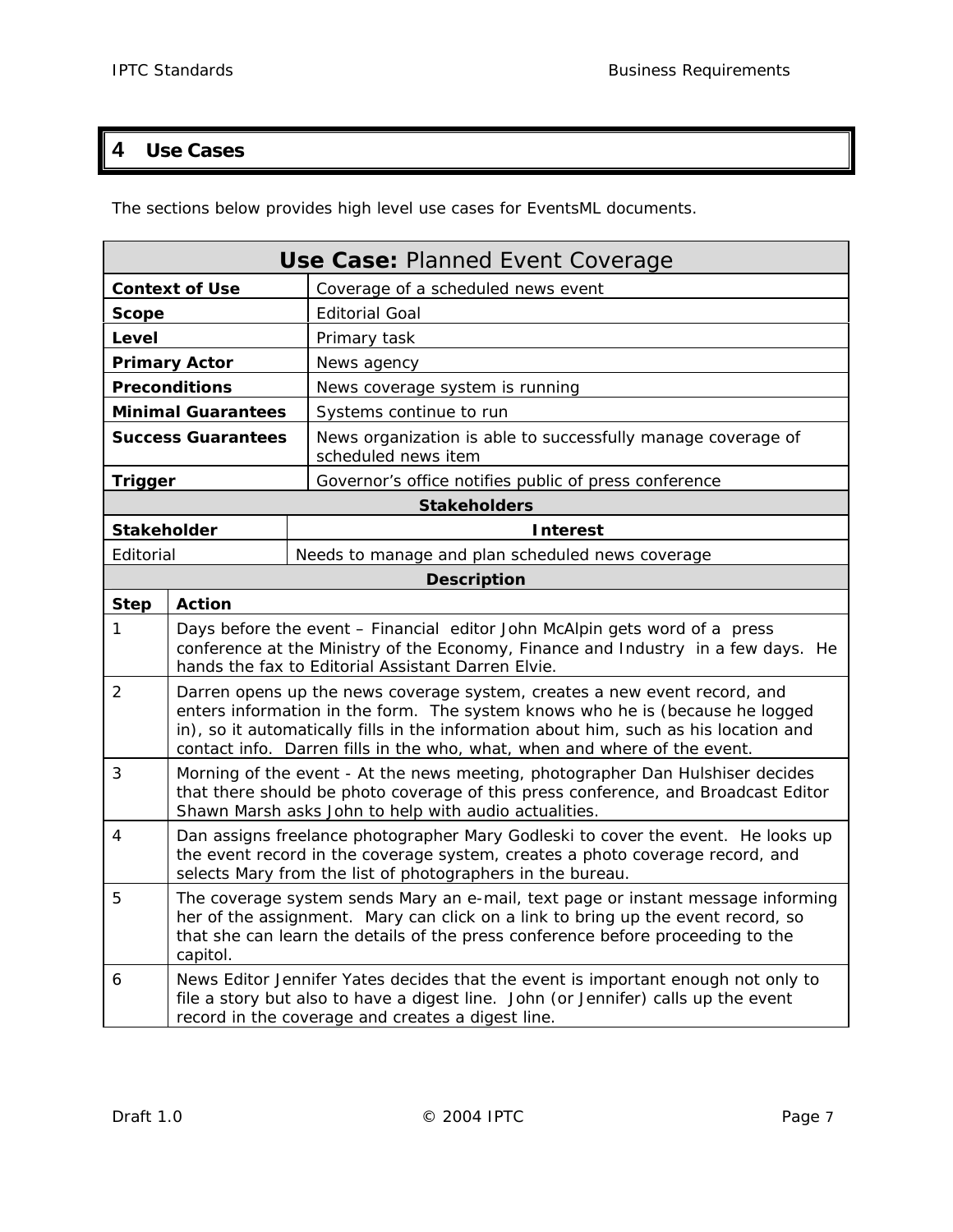# 4 Use Cases

The sections below provides high level use cases for EventsML documents.

| **Use Case:** Planned Event Coverage | |
|---|---|
| **Context of Use** | Coverage of a scheduled news event |
| **Scope** | Editorial Goal |
| **Level** | Primary task |
| **Primary Actor** | News agency |
| **Preconditions** | News coverage system is running |
| **Minimal Guarantees** | Systems continue to run |
| **Success Guarantees** | News organization is able to successfully manage coverage of scheduled news item |
| **Trigger** | Governor's office notifies public of press conference |
| **Stakeholders** | |
| **Stakeholder** | **Interest** |
| Editorial | Needs to manage and plan scheduled news coverage |
| **Description** | |
| **Step** | **Action** |
| 1 | Days before the event – Financial editor John McAlpin gets word of a press conference at the Ministry of the Economy, Finance and Industry in a few days. He hands the fax to Editorial Assistant Darren Elvie. |
| 2 | Darren opens up the news coverage system, creates a new event record, and enters information in the form. The system knows who he is (because he logged in), so it automatically fills in the information about him, such as his location and contact info. Darren fills in the who, what, when and where of the event. |
| 3 | Morning of the event - At the news meeting, photographer Dan Hulshiser decides that there should be photo coverage of this press conference, and Broadcast Editor Shawn Marsh asks John to help with audio actualities. |
| 4 | Dan assigns freelance photographer Mary Godleski to cover the event. He looks up the event record in the coverage system, creates a photo coverage record, and selects Mary from the list of photographers in the bureau. |
| 5 | The coverage system sends Mary an e-mail, text page or instant message informing her of the assignment. Mary can click on a link to bring up the event record, so that she can learn the details of the press conference before proceeding to the capitol. |
| 6 | News Editor Jennifer Yates decides that the event is important enough not only to file a story but also to have a digest line. John (or Jennifer) calls up the event record in the coverage and creates a digest line. |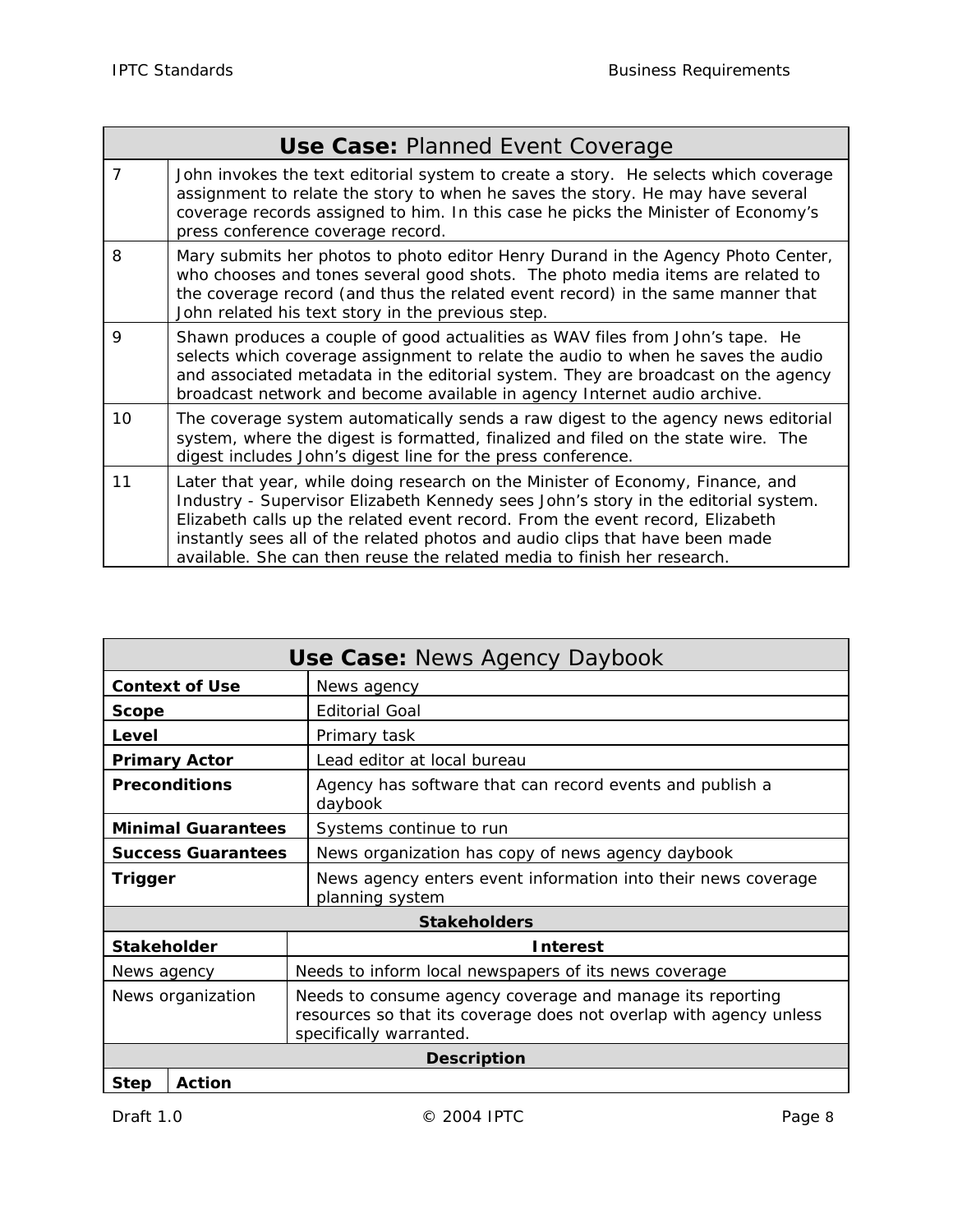| **Use Case:** Planned Event Coverage | |
|---|---|
| 7 | John invokes the text editorial system to create a story. He selects which coverage assignment to relate the story to when he saves the story. He may have several coverage records assigned to him. In this case he picks the Minister of Economy's press conference coverage record. |
| 8 | Mary submits her photos to photo editor Henry Durand in the Agency Photo Center, who chooses and tones several good shots. The photo media items are related to the coverage record (and thus the related event record) in the same manner that John related his text story in the previous step. |
| 9 | Shawn produces a couple of good actualities as WAV files from John's tape. He selects which coverage assignment to relate the audio to when he saves the audio and associated metadata in the editorial system. They are broadcast on the agency broadcast network and become available in agency Internet audio archive. |
| 10 | The coverage system automatically sends a raw digest to the agency news editorial system, where the digest is formatted, finalized and filed on the state wire. The digest includes John's digest line for the press conference. |
| 11 | Later that year, while doing research on the Minister of Economy, Finance, and Industry - Supervisor Elizabeth Kennedy sees John's story in the editorial system. Elizabeth calls up the related event record. From the event record, Elizabeth instantly sees all of the related photos and audio clips that have been made available. She can then reuse the related media to finish her research. |

| **Use Case:** News Agency Daybook | |
|---|---|
| **Context of Use** | News agency |
| **Scope** | Editorial Goal |
| **Level** | Primary task |
| **Primary Actor** | Lead editor at local bureau |
| **Preconditions** | Agency has software that can record events and publish a daybook |
| **Minimal Guarantees** | Systems continue to run |
| **Success Guarantees** | News organization has copy of news agency daybook |
| **Trigger** | News agency enters event information into their news coverage planning system |
| **Stakeholders** | |
| **Stakeholder** | **Interest** |
| News agency | Needs to inform local newspapers of its news coverage |
| News organization | Needs to consume agency coverage and manage its reporting resources so that its coverage does not overlap with agency unless specifically warranted. |
| **Description** | |
| **Step** | **Action** |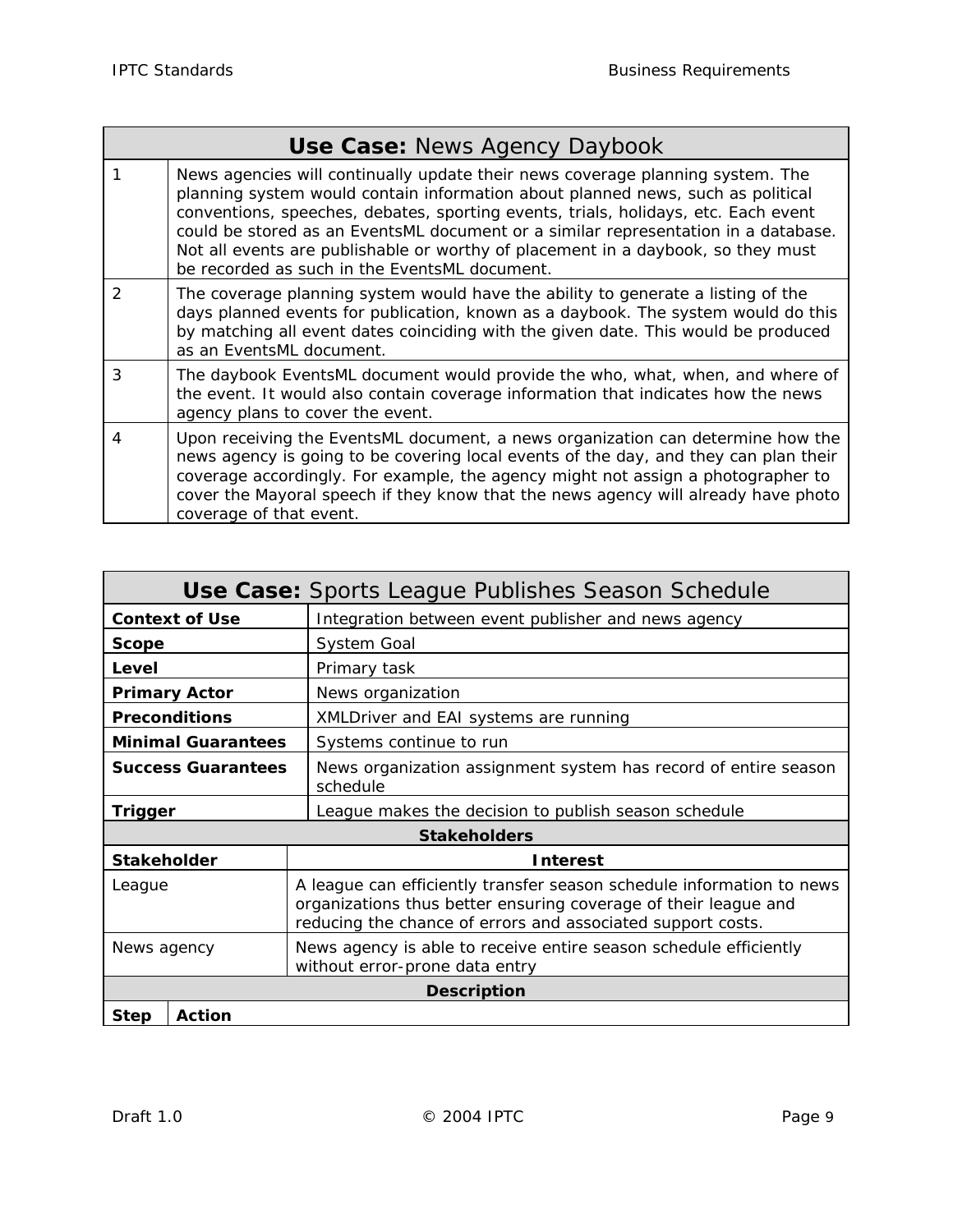| **Use Case:** News Agency Daybook | |
|---|---|
| 1 | News agencies will continually update their news coverage planning system. The planning system would contain information about planned news, such as political conventions, speeches, debates, sporting events, trials, holidays, etc. Each event could be stored as an EventsML document or a similar representation in a database. Not all events are publishable or worthy of placement in a daybook, so they must be recorded as such in the EventsML document. |
| 2 | The coverage planning system would have the ability to generate a listing of the days planned events for publication, known as a daybook. The system would do this by matching all event dates coinciding with the given date. This would be produced as an EventsML document. |
| 3 | The daybook EventsML document would provide the who, what, when, and where of the event. It would also contain coverage information that indicates how the news agency plans to cover the event. |
| 4 | Upon receiving the EventsML document, a news organization can determine how the news agency is going to be covering local events of the day, and they can plan their coverage accordingly. For example, the agency might not assign a photographer to cover the Mayoral speech if they know that the news agency will already have photo coverage of that event. |

| **Use Case:** Sports League Publishes Season Schedule | |
|---|---|
| **Context of Use** | Integration between event publisher and news agency |
| **Scope** | System Goal |
| **Level** | Primary task |
| **Primary Actor** | News organization |
| **Preconditions** | XMLDriver and EAI systems are running |
| **Minimal Guarantees** | Systems continue to run |
| **Success Guarantees** | News organization assignment system has record of entire season schedule |
| **Trigger** | League makes the decision to publish season schedule |
| **Stakeholders** | |
| **Stakeholder** | **Interest** |
| League | A league can efficiently transfer season schedule information to news organizations thus better ensuring coverage of their league and reducing the chance of errors and associated support costs. |
| News agency | News agency is able to receive entire season schedule efficiently without error-prone data entry |
| **Description** | |
| **Step** | **Action** |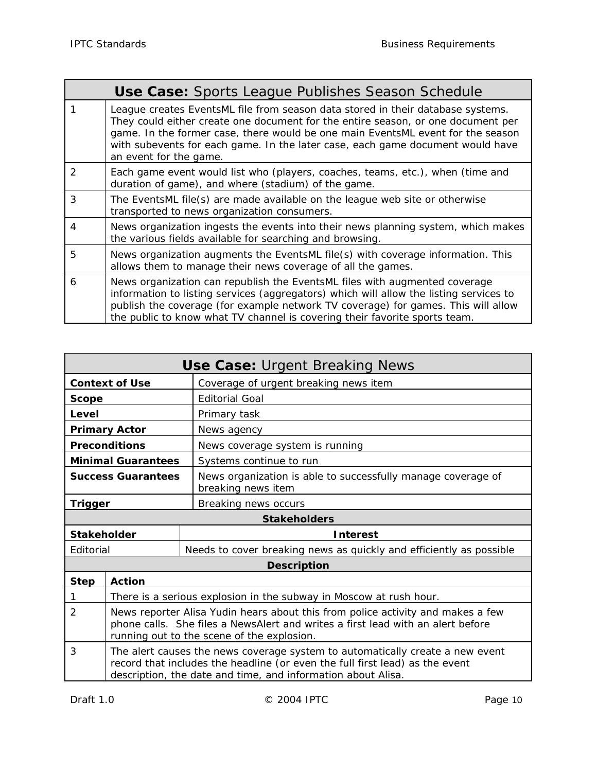| **Use Case:** Sports League Publishes Season Schedule | |
|---|---|
| 1 | League creates EventsML file from season data stored in their database systems. They could either create one document for the entire season, or one document per game. In the former case, there would be one main EventsML event for the season with subevents for each game. In the later case, each game document would have an event for the game. |
| 2 | Each game event would list who (players, coaches, teams, etc.), when (time and duration of game), and where (stadium) of the game. |
| 3 | The EventsML file(s) are made available on the league web site or otherwise transported to news organization consumers. |
| 4 | News organization ingests the events into their news planning system, which makes the various fields available for searching and browsing. |
| 5 | News organization augments the EventsML file(s) with coverage information. This allows them to manage their news coverage of all the games. |
| 6 | News organization can republish the EventsML files with augmented coverage information to listing services (aggregators) which will allow the listing services to publish the coverage (for example network TV coverage) for games. This will allow the public to know what TV channel is covering their favorite sports team. |

| **Use Case:** Urgent Breaking News | |
|---|---|
| **Context of Use** | Coverage of urgent breaking news item |
| **Scope** | Editorial Goal |
| **Level** | Primary task |
| **Primary Actor** | News agency |
| **Preconditions** | News coverage system is running |
| **Minimal Guarantees** | Systems continue to run |
| **Success Guarantees** | News organization is able to successfully manage coverage of breaking news item |
| **Trigger** | Breaking news occurs |
| **Stakeholders** | |
| **Stakeholder** | **Interest** |
| Editorial | Needs to cover breaking news as quickly and efficiently as possible |
| **Description** | |
| **Step** | **Action** |
| 1 | There is a serious explosion in the subway in Moscow at rush hour. |
| 2 | News reporter Alisa Yudin hears about this from police activity and makes a few phone calls. She files a NewsAlert and writes a first lead with an alert before running out to the scene of the explosion. |
| 3 | The alert causes the news coverage system to automatically create a new event record that includes the headline (or even the full first lead) as the event description, the date and time, and information about Alisa. |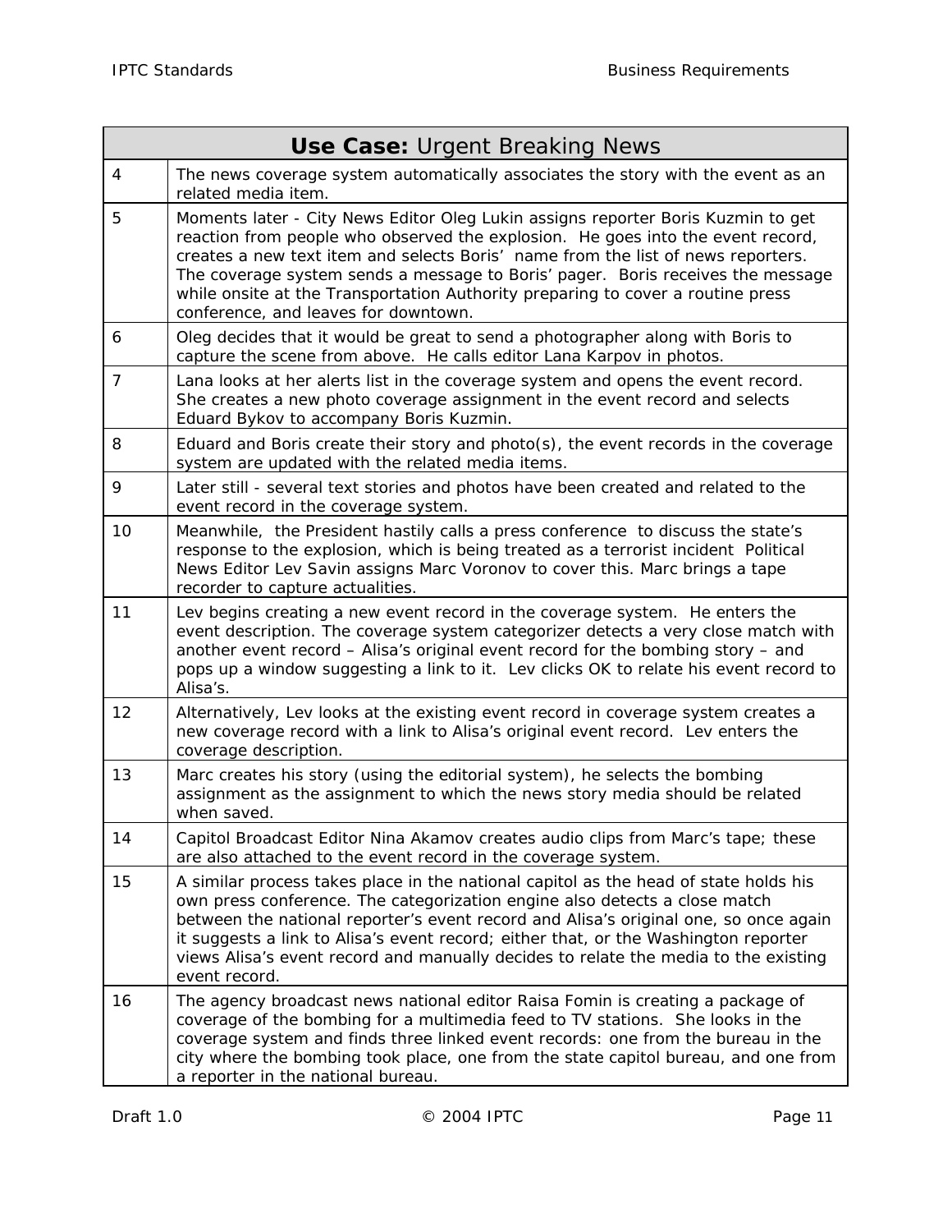| **Use Case:** Urgent Breaking News | |
|---|---|
| 4 | The news coverage system automatically associates the story with the event as an related media item. |
| 5 | Moments later - City News Editor Oleg Lukin assigns reporter Boris Kuzmin to get reaction from people who observed the explosion. He goes into the event record, creates a new text item and selects Boris' name from the list of news reporters. The coverage system sends a message to Boris' pager. Boris receives the message while onsite at the Transportation Authority preparing to cover a routine press conference, and leaves for downtown. |
| 6 | Oleg decides that it would be great to send a photographer along with Boris to capture the scene from above. He calls editor Lana Karpov in photos. |
| 7 | Lana looks at her alerts list in the coverage system and opens the event record. She creates a new photo coverage assignment in the event record and selects Eduard Bykov to accompany Boris Kuzmin. |
| 8 | Eduard and Boris create their story and photo(s), the event records in the coverage system are updated with the related media items. |
| 9 | Later still - several text stories and photos have been created and related to the event record in the coverage system. |
| 10 | Meanwhile, the President hastily calls a press conference to discuss the state's response to the explosion, which is being treated as a terrorist incident Political News Editor Lev Savin assigns Marc Voronov to cover this. Marc brings a tape recorder to capture actualities. |
| 11 | Lev begins creating a new event record in the coverage system. He enters the event description. The coverage system categorizer detects a very close match with another event record – Alisa's original event record for the bombing story – and pops up a window suggesting a link to it. Lev clicks OK to relate his event record to Alisa's. |
| 12 | Alternatively, Lev looks at the existing event record in coverage system creates a new coverage record with a link to Alisa's original event record. Lev enters the coverage description. |
| 13 | Marc creates his story (using the editorial system), he selects the bombing assignment as the assignment to which the news story media should be related when saved. |
| 14 | Capitol Broadcast Editor Nina Akamov creates audio clips from Marc's tape; these are also attached to the event record in the coverage system. |
| 15 | A similar process takes place in the national capitol as the head of state holds his own press conference. The categorization engine also detects a close match between the national reporter's event record and Alisa's original one, so once again it suggests a link to Alisa's event record; either that, or the Washington reporter views Alisa's event record and manually decides to relate the media to the existing event record. |
| 16 | The agency broadcast news national editor Raisa Fomin is creating a package of coverage of the bombing for a multimedia feed to TV stations. She looks in the coverage system and finds three linked event records: one from the bureau in the city where the bombing took place, one from the state capitol bureau, and one from a reporter in the national bureau. |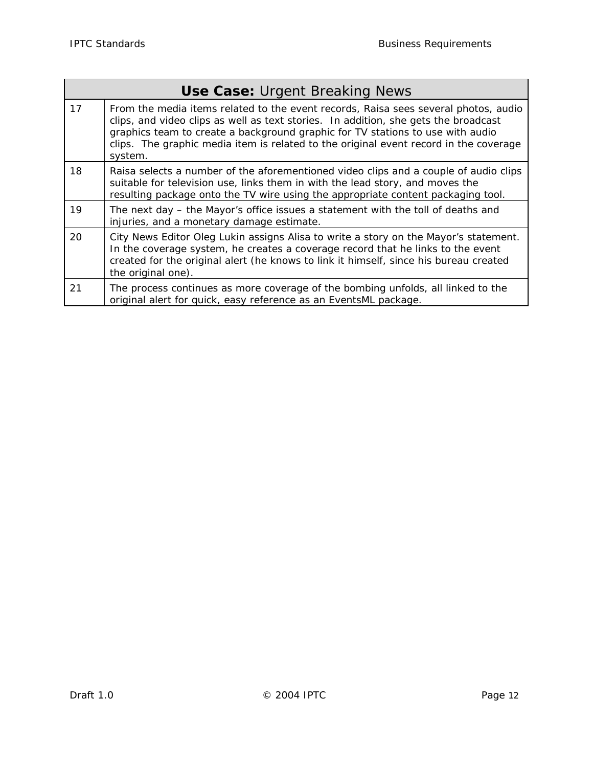| **Use Case:** Urgent Breaking News | |
|---|---|
| 17 | From the media items related to the event records, Raisa sees several photos, audio clips, and video clips as well as text stories. In addition, she gets the broadcast graphics team to create a background graphic for TV stations to use with audio clips. The graphic media item is related to the original event record in the coverage system. |
| 18 | Raisa selects a number of the aforementioned video clips and a couple of audio clips suitable for television use, links them in with the lead story, and moves the resulting package onto the TV wire using the appropriate content packaging tool. |
| 19 | The next day – the Mayor's office issues a statement with the toll of deaths and injuries, and a monetary damage estimate. |
| 20 | City News Editor Oleg Lukin assigns Alisa to write a story on the Mayor's statement. In the coverage system, he creates a coverage record that he links to the event created for the original alert (he knows to link it himself, since his bureau created the original one). |
| 21 | The process continues as more coverage of the bombing unfolds, all linked to the original alert for quick, easy reference as an EventsML package. |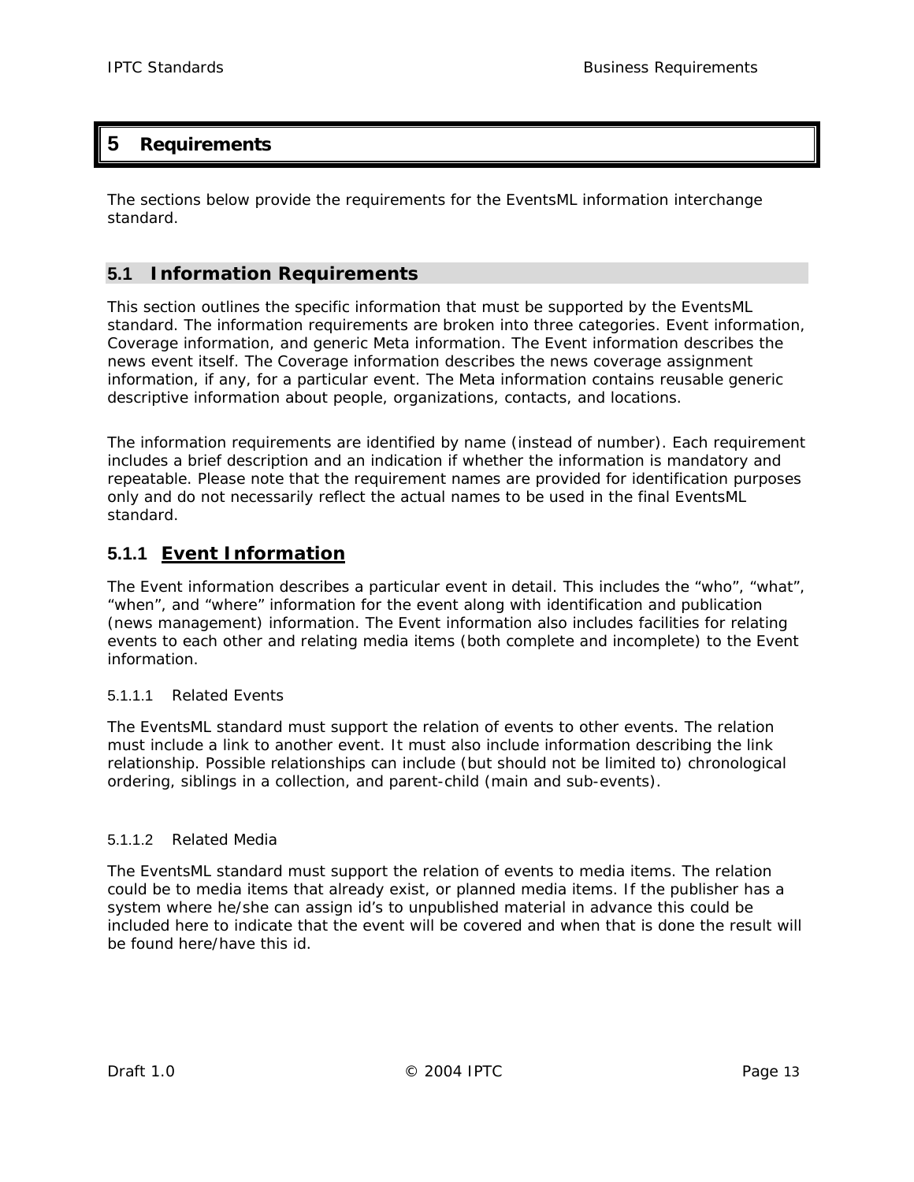# 5 Requirements

The sections below provide the requirements for the EventsML information interchange standard.

## 5.1 Information Requirements

This section outlines the specific information that must be supported by the EventsML standard. The information requirements are broken into three categories. Event information, Coverage information, and generic Meta information. The Event information describes the news event itself. The Coverage information describes the news coverage assignment information, if any, for a particular event. The Meta information contains reusable generic descriptive information about people, organizations, contacts, and locations.

The information requirements are identified by name (instead of number). Each requirement includes a brief description and an indication if whether the information is mandatory and repeatable. Please note that the requirement names are provided for identification purposes only and do not necessarily reflect the actual names to be used in the final EventsML standard.

### 5.1.1 Event Information

The Event information describes a particular event in detail. This includes the "who", "what", "when", and "where" information for the event along with identification and publication (news management) information. The Event information also includes facilities for relating events to each other and relating media items (both complete and incomplete) to the Event information.

#### 5.1.1.1 Related Events

The EventsML standard must support the relation of events to other events. The relation must include a link to another event. It must also include information describing the link relationship. Possible relationships can include (but should not be limited to) chronological ordering, siblings in a collection, and parent-child (main and sub-events).

#### 5.1.1.2 Related Media

The EventsML standard must support the relation of events to media items. The relation could be to media items that already exist, or planned media items. If the publisher has a system where he/she can assign id's to unpublished material in advance this could be included here to indicate that the event will be covered and when that is done the result will be found here/have this id.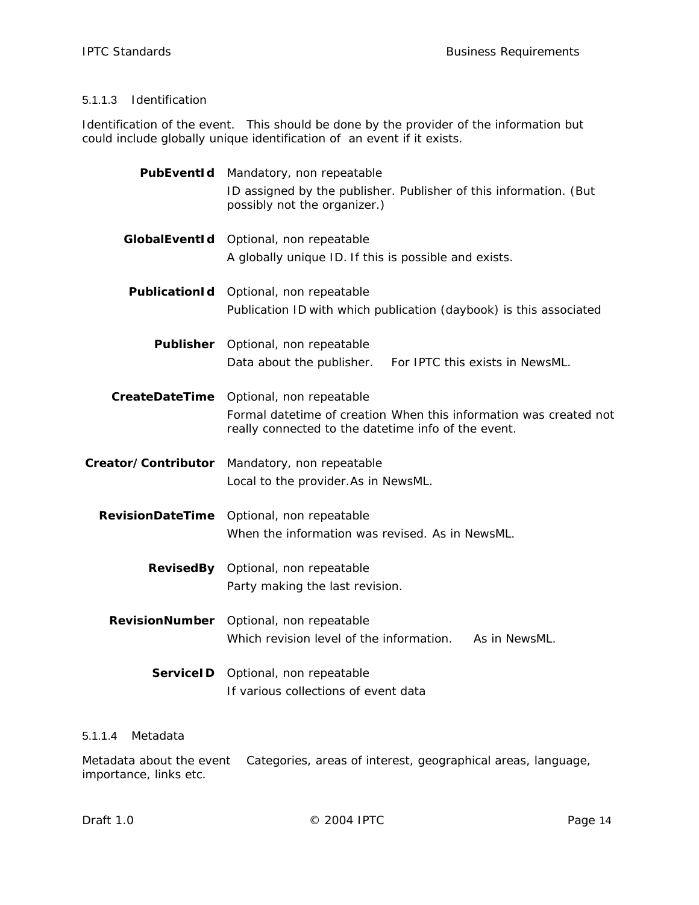#### 5.1.1.3 Identification

Identification of the event. This should be done by the provider of the information but could include globally unique identification of an event if it exists.

**PubEventId** Mandatory, non repeatable

ID assigned by the publisher. Publisher of this information. (But possibly not the organizer.)

**GlobalEventId** Optional, non repeatable

A globally unique ID. If this is possible and exists.

**PublicationId** Optional, non repeatable

Publication ID with which publication (daybook) is this associated

**Publisher** Optional, non repeatable

Data about the publisher. For IPTC this exists in NewsML.

**CreateDateTime** Optional, non repeatable

Formal datetime of creation When this information was created not really connected to the datetime info of the event.

**Creator/Contributor** Mandatory, non repeatable

Local to the provider.As in NewsML.

**RevisionDateTime** Optional, non repeatable

When the information was revised. As in NewsML.

**RevisedBy** Optional, non repeatable

Party making the last revision.

**RevisionNumber** Optional, non repeatable

Which revision level of the information. As in NewsML.

**ServiceID** Optional, non repeatable

If various collections of event data

#### 5.1.1.4 Metadata

Metadata about the event Categories, areas of interest, geographical areas, language, importance, links etc.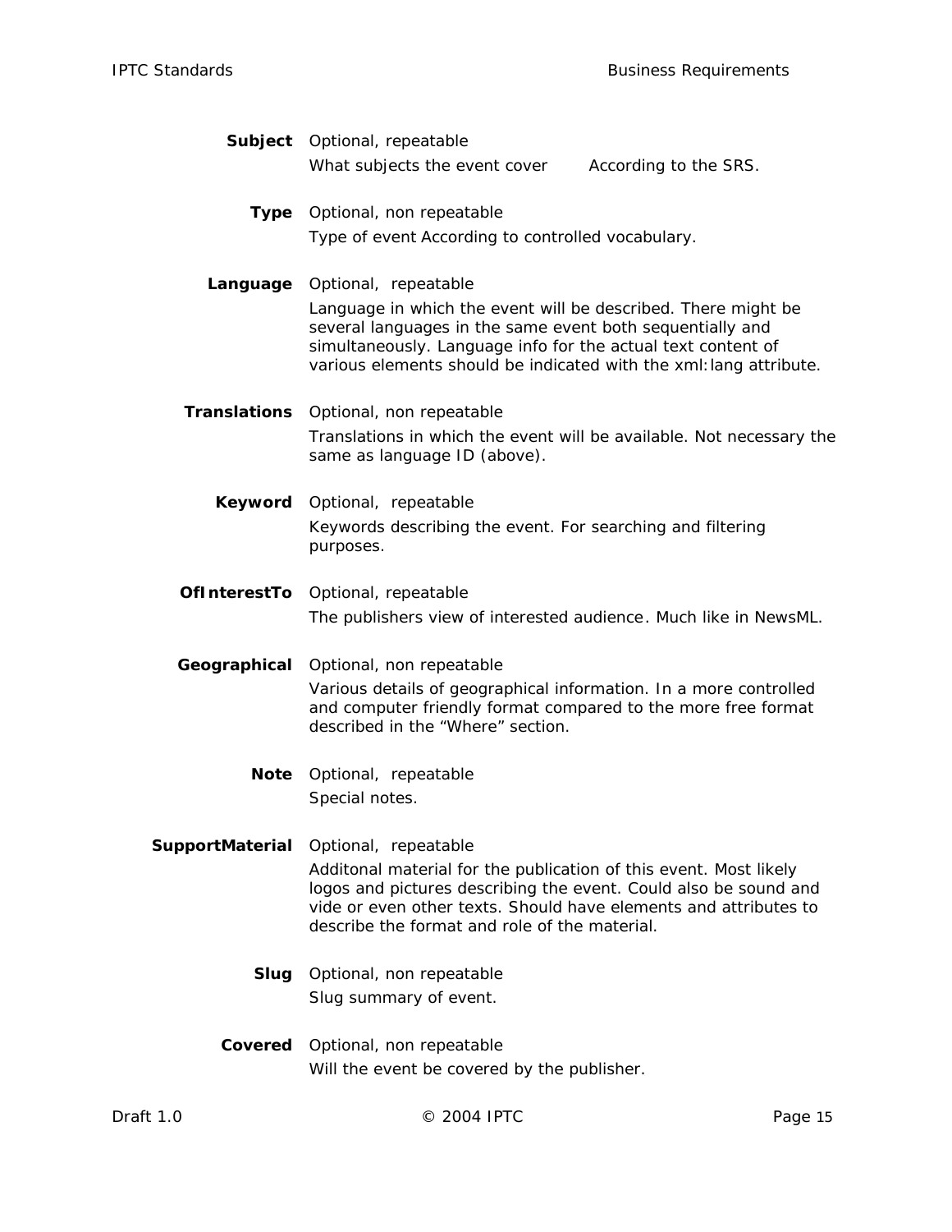**Subject** Optional, repeatable

What subjects the event cover According to the SRS.

**Type** Optional, non repeatable

Type of event According to controlled vocabulary.

**Language** Optional, repeatable

Language in which the event will be described. There might be several languages in the same event both sequentially and simultaneously. Language info for the actual text content of various elements should be indicated with the xml:lang attribute.

**Translations** Optional, non repeatable

Translations in which the event will be available. Not necessary the same as language ID (above).

**Keyword** Optional, repeatable

Keywords describing the event. For searching and filtering purposes.

**OfInterestTo** Optional, repeatable

The publishers view of interested audience. Much like in NewsML.

**Geographical** Optional, non repeatable

Various details of geographical information. In a more controlled and computer friendly format compared to the more free format described in the "Where" section.

**Note** Optional, repeatable

Special notes.

**SupportMaterial** Optional, repeatable

Additonal material for the publication of this event. Most likely logos and pictures describing the event. Could also be sound and vide or even other texts. Should have elements and attributes to describe the format and role of the material.

**Slug** Optional, non repeatable

Slug summary of event.

**Covered** Optional, non repeatable

Will the event be covered by the publisher.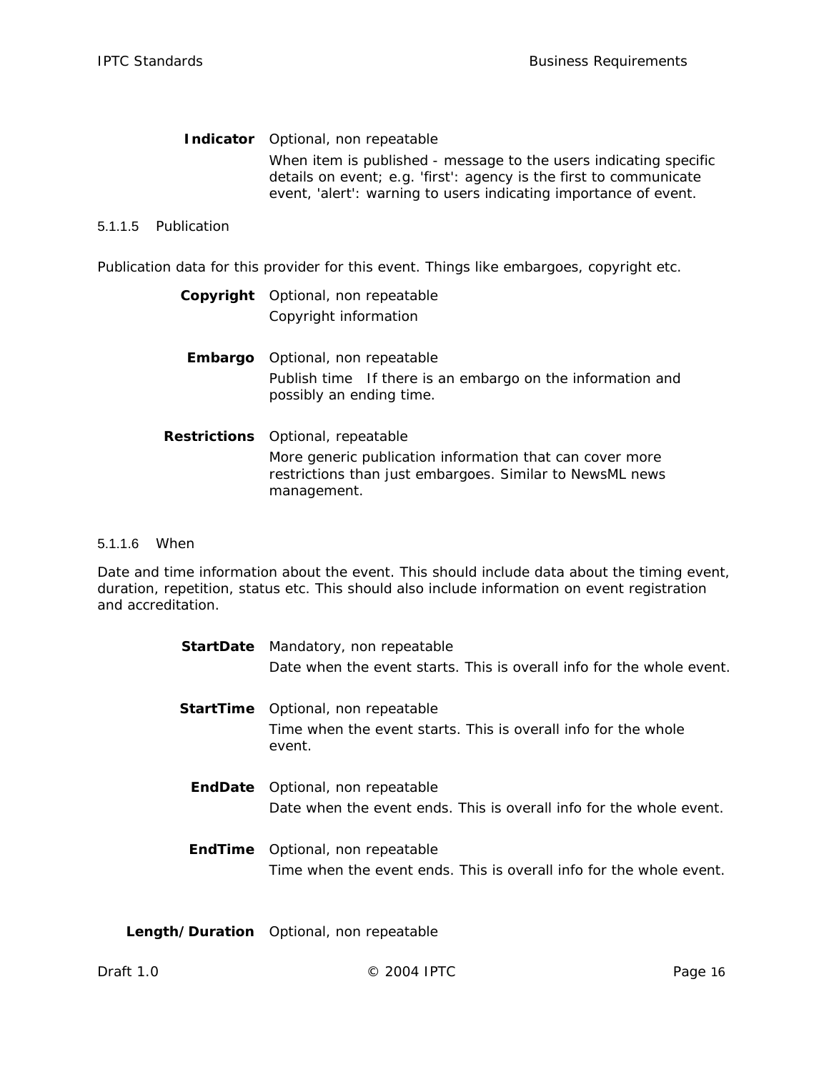**Indicator** Optional, non repeatable

When item is published - message to the users indicating specific details on event; e.g. 'first': agency is the first to communicate event, 'alert': warning to users indicating importance of event.

#### 5.1.1.5 Publication

Publication data for this provider for this event. Things like embargoes, copyright etc.

**Copyright** Optional, non repeatable

Copyright information

**Embargo** Optional, non repeatable

Publish time If there is an embargo on the information and possibly an ending time.

**Restrictions** Optional, repeatable

More generic publication information that can cover more restrictions than just embargoes. Similar to NewsML news management.

#### 5.1.1.6 When

Date and time information about the event. This should include data about the timing event, duration, repetition, status etc. This should also include information on event registration and accreditation.

**StartDate** Mandatory, non repeatable

Date when the event starts. This is overall info for the whole event.

**StartTime** Optional, non repeatable

Time when the event starts. This is overall info for the whole event.

**EndDate** Optional, non repeatable

Date when the event ends. This is overall info for the whole event.

**EndTime** Optional, non repeatable

Time when the event ends. This is overall info for the whole event.

**Length/Duration** Optional, non repeatable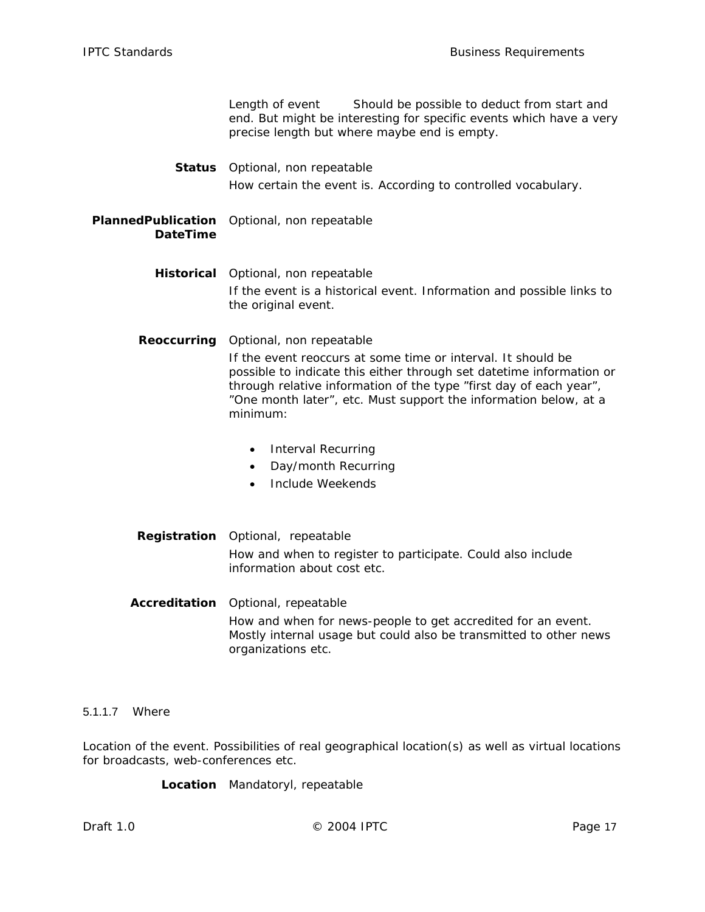Length of event    Should be possible to deduct from start and end. But might be interesting for specific events which have a very precise length but where maybe end is empty.

**Status** Optional, non repeatable

How certain the event is. According to controlled vocabulary.

**PlannedPublication DateTime** Optional, non repeatable

**Historical** Optional, non repeatable

If the event is a historical event. Information and possible links to the original event.

**Reoccurring** Optional, non repeatable

If the event reoccurs at some time or interval. It should be possible to indicate this either through set datetime information or through relative information of the type ”first day of each year”, ”One month later”, etc. Must support the information below, at a minimum:

- Interval Recurring
- Day/month Recurring
- Include Weekends

**Registration** Optional, repeatable

How and when to register to participate. Could also include information about cost etc.

**Accreditation** Optional, repeatable

How and when for news-people to get accredited for an event. Mostly internal usage but could also be transmitted to other news organizations etc.

#### 5.1.1.7 Where

Location of the event. Possibilities of real geographical location(s) as well as virtual locations for broadcasts, web-conferences etc.

**Location** Mandatoryl, repeatable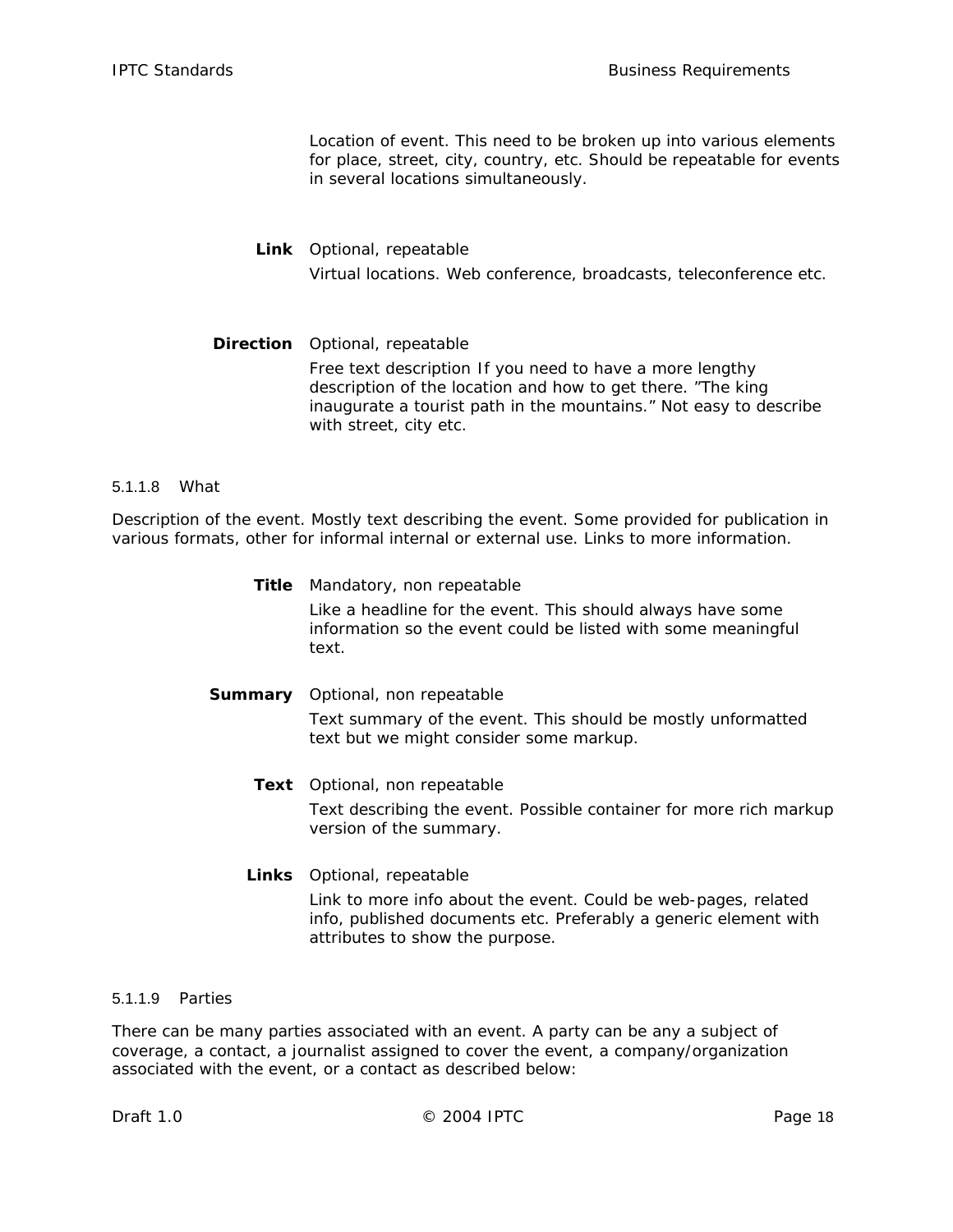Location of event. This need to be broken up into various elements for place, street, city, country, etc. Should be repeatable for events in several locations simultaneously.

**Link** Optional, repeatable

Virtual locations. Web conference, broadcasts, teleconference etc.

**Direction** Optional, repeatable

Free text description If you need to have a more lengthy description of the location and how to get there. "The king inaugurate a tourist path in the mountains." Not easy to describe with street, city etc.

#### 5.1.1.8 What

Description of the event. Mostly text describing the event. Some provided for publication in various formats, other for informal internal or external use. Links to more information.

**Title** Mandatory, non repeatable

Like a headline for the event. This should always have some information so the event could be listed with some meaningful text.

**Summary** Optional, non repeatable

Text summary of the event. This should be mostly unformatted text but we might consider some markup.

**Text** Optional, non repeatable

Text describing the event. Possible container for more rich markup version of the summary.

**Links** Optional, repeatable

Link to more info about the event. Could be web-pages, related info, published documents etc. Preferably a generic element with attributes to show the purpose.

#### 5.1.1.9 Parties

There can be many parties associated with an event. A party can be any a subject of coverage, a contact, a journalist assigned to cover the event, a company/organization associated with the event, or a contact as described below: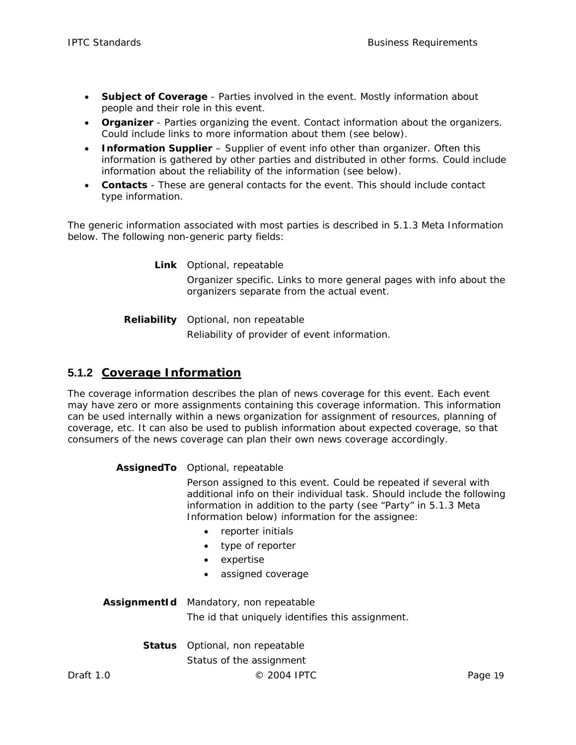- **Subject of Coverage** - Parties involved in the event. Mostly information about people and their role in this event.
- **Organizer** - Parties organizing the event. Contact information about the organizers. Could include links to more information about them (see below).
- **Information Supplier** – Supplier of event info other than organizer. Often this information is gathered by other parties and distributed in other forms. Could include information about the reliability of the information (see below).
- **Contacts** - These are general contacts for the event. This should include contact type information.

The generic information associated with most parties is described in 5.1.3 Meta Information below. The following non-generic party fields:

**Link** Optional, repeatable

Organizer specific. Links to more general pages with info about the organizers separate from the actual event.

**Reliability** Optional, non repeatable

Reliability of provider of event information.

### 5.1.2 Coverage Information

The coverage information describes the plan of news coverage for this event. Each event may have zero or more assignments containing this coverage information. This information can be used internally within a news organization for assignment of resources, planning of coverage, etc. It can also be used to publish information about expected coverage, so that consumers of the news coverage can plan their own news coverage accordingly.

**AssignedTo** Optional, repeatable

Person assigned to this event. Could be repeated if several with additional info on their individual task. Should include the following information in addition to the party (see "Party" in 5.1.3 Meta Information below) information for the assignee:

- reporter initials
- type of reporter
- expertise
- assigned coverage

**AssignmentId** Mandatory, non repeatable

The id that uniquely identifies this assignment.

**Status** Optional, non repeatable

Status of the assignment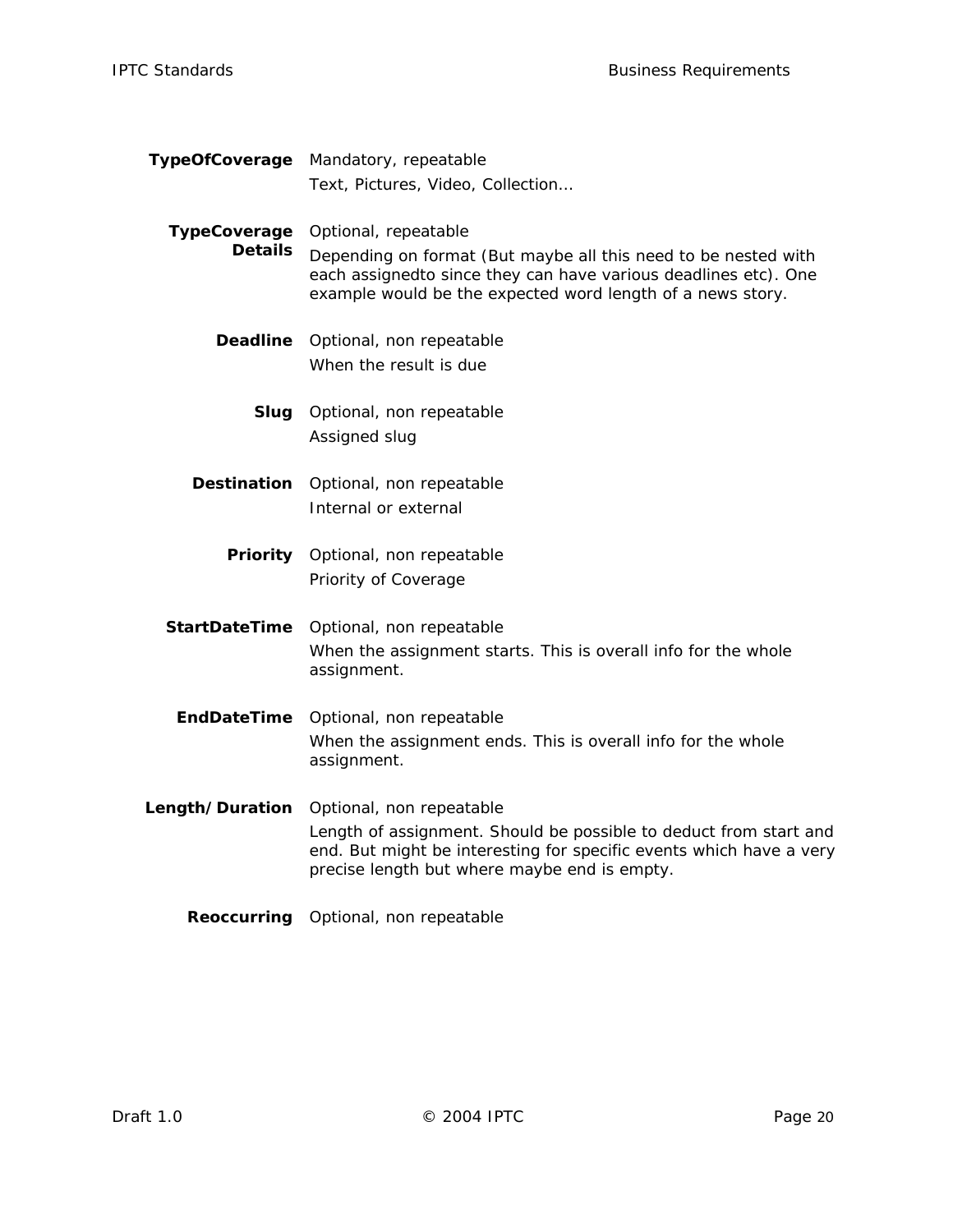**TypeOfCoverage**
Mandatory, repeatable

Text, Pictures, Video, Collection…

**TypeCoverage Details**
Optional, repeatable

Depending on format (But maybe all this need to be nested with each assignedto since they can have various deadlines etc). One example would be the expected word length of a news story.

**Deadline**
Optional, non repeatable

When the result is due

**Slug**
Optional, non repeatable

Assigned slug

**Destination**
Optional, non repeatable

Internal or external

**Priority**
Optional, non repeatable

Priority of Coverage

**StartDateTime**
Optional, non repeatable

When the assignment starts. This is overall info for the whole assignment.

**EndDateTime**
Optional, non repeatable

When the assignment ends. This is overall info for the whole assignment.

**Length/Duration**
Optional, non repeatable

Length of assignment. Should be possible to deduct from start and end. But might be interesting for specific events which have a very precise length but where maybe end is empty.

**Reoccurring**
Optional, non repeatable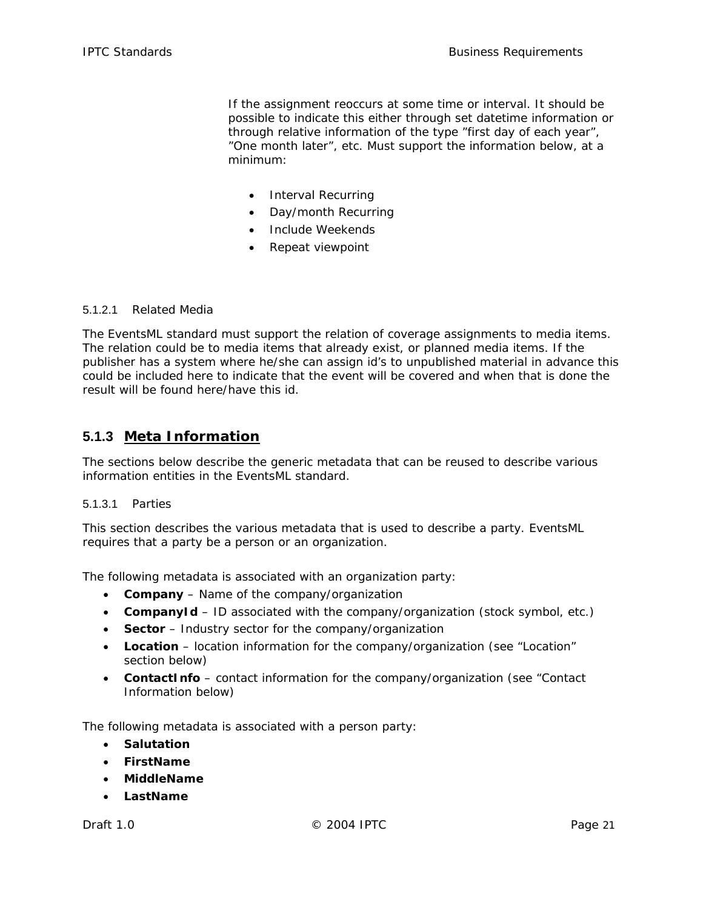If the assignment reoccurs at some time or interval. It should be possible to indicate this either through set datetime information or through relative information of the type ”first day of each year”, ”One month later”, etc. Must support the information below, at a minimum:

- Interval Recurring
- Day/month Recurring
- Include Weekends
- Repeat viewpoint

#### 5.1.2.1 Related Media

The EventsML standard must support the relation of coverage assignments to media items. The relation could be to media items that already exist, or planned media items. If the publisher has a system where he/she can assign id’s to unpublished material in advance this could be included here to indicate that the event will be covered and when that is done the result will be found here/have this id.

### 5.1.3 Meta Information

The sections below describe the generic metadata that can be reused to describe various information entities in the EventsML standard.

#### 5.1.3.1 Parties

This section describes the various metadata that is used to describe a party. EventsML requires that a party be a person or an organization.

The following metadata is associated with an organization party:

- **Company** – Name of the company/organization
- **CompanyId** – ID associated with the company/organization (stock symbol, etc.)
- **Sector** – Industry sector for the company/organization
- **Location** – location information for the company/organization (see “Location” section below)
- **ContactInfo** – contact information for the company/organization (see “Contact Information below)

The following metadata is associated with a person party:

- **Salutation**
- **FirstName**
- **MiddleName**
- **LastName**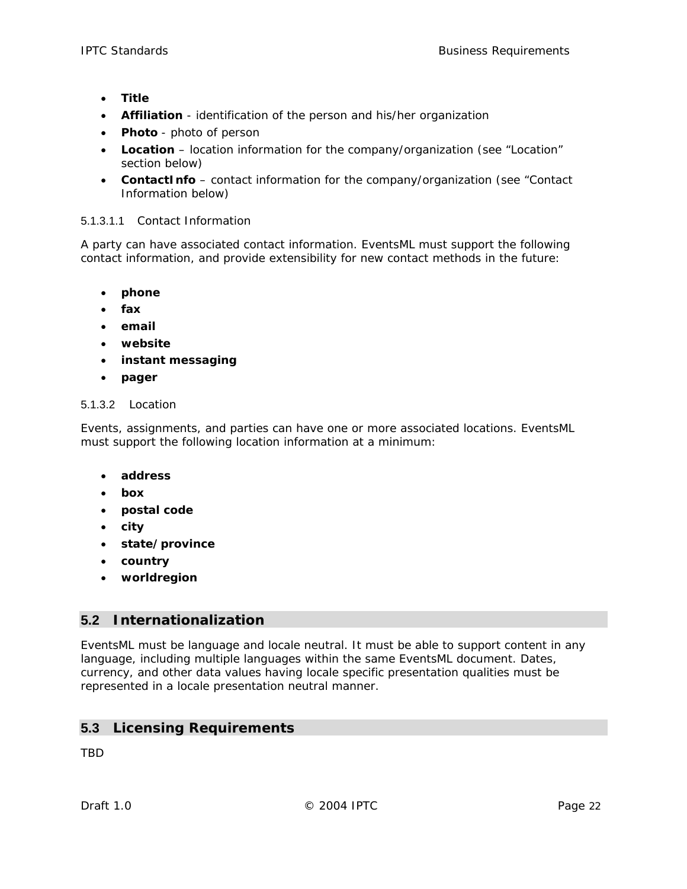- **Title**
- **Affiliation** - identification of the person and his/her organization
- **Photo** - photo of person
- **Location** – location information for the company/organization (see "Location" section below)
- **ContactInfo** – contact information for the company/organization (see "Contact Information below)

##### 5.1.3.1.1 Contact Information

A party can have associated contact information. EventsML must support the following contact information, and provide extensibility for new contact methods in the future:

- **phone**
- **fax**
- **email**
- **website**
- **instant messaging**
- **pager**

#### 5.1.3.2 Location

Events, assignments, and parties can have one or more associated locations. EventsML must support the following location information at a minimum:

- **address**
- **box**
- **postal code**
- **city**
- **state/province**
- **country**
- **worldregion**

## 5.2 Internationalization

EventsML must be language and locale neutral. It must be able to support content in any language, including multiple languages within the same EventsML document. Dates, currency, and other data values having locale specific presentation qualities must be represented in a locale presentation neutral manner.

## 5.3 Licensing Requirements

TBD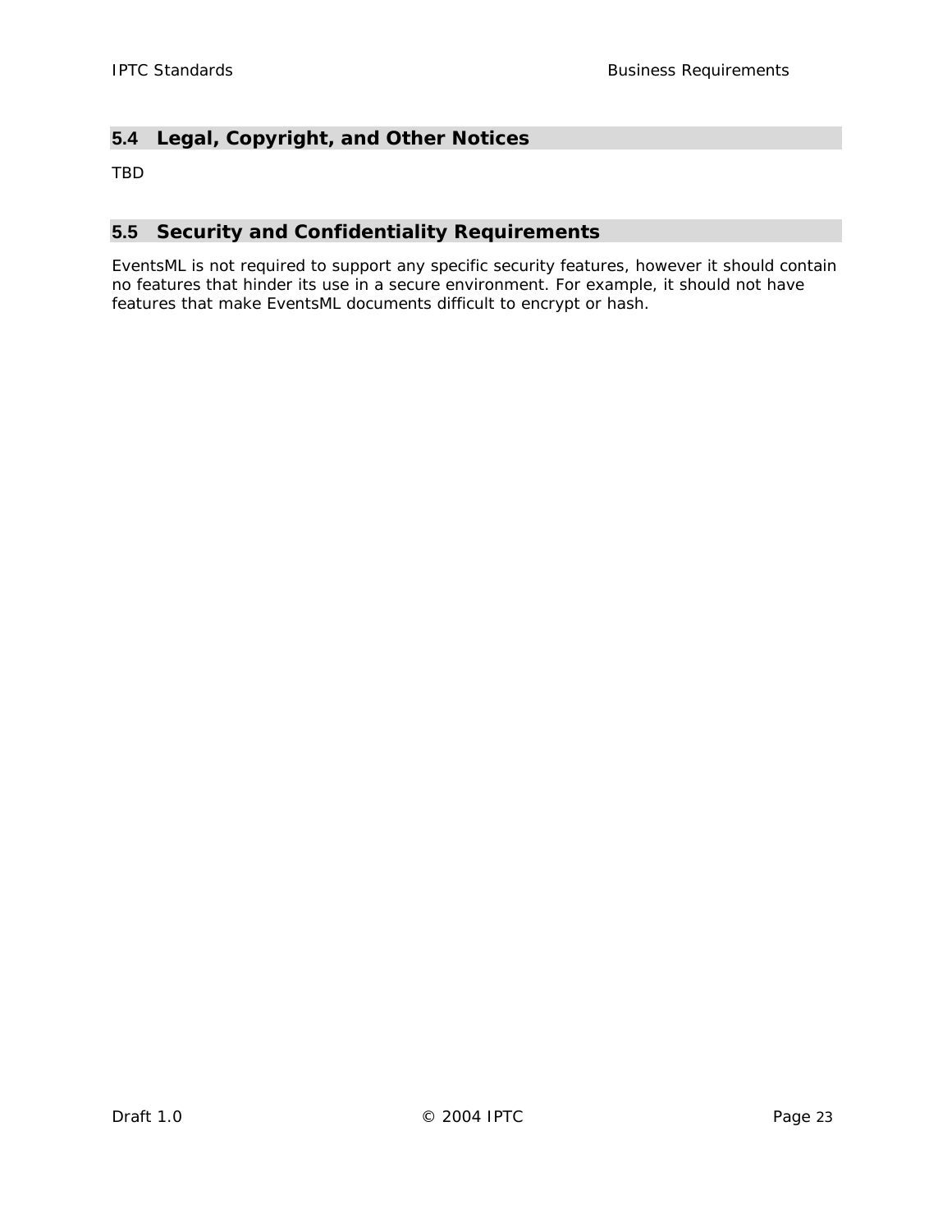## 5.4 Legal, Copyright, and Other Notices

TBD

## 5.5 Security and Confidentiality Requirements

EventsML is not required to support any specific security features, however it should contain no features that hinder its use in a secure environment. For example, it should not have features that make EventsML documents difficult to encrypt or hash.